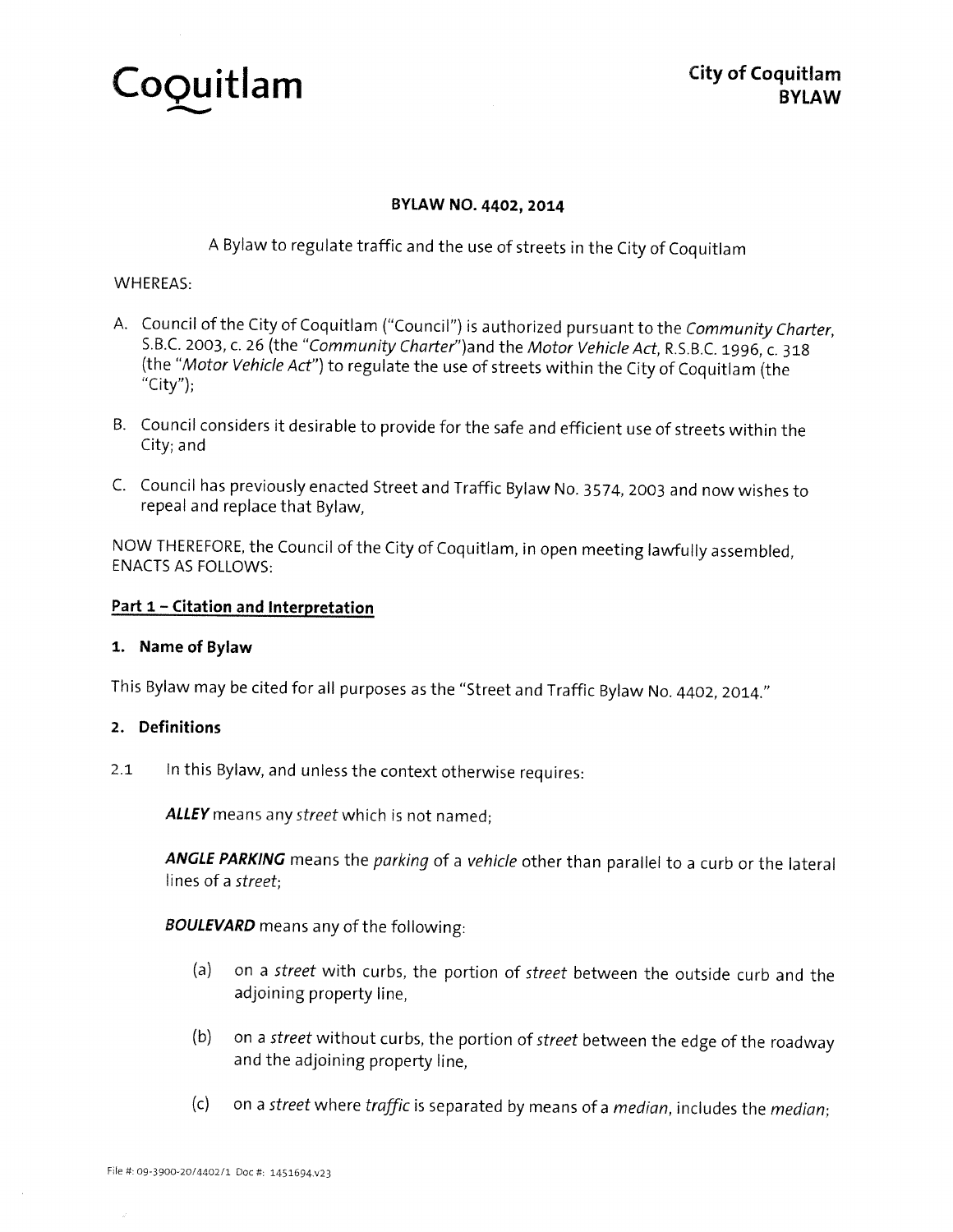Coquitlam

**City of Coquitlam**
**BYLAW**

**BYLAW NO. 4402, 2014**

A Bylaw to regulate traffic and the use of streets in the City of Coquitlam

WHEREAS:

A. Council of the City of Coquitlam ("Council") is authorized pursuant to the *Community Charter*, S.B.C. 2003, c. 26 (the "*Community Charter*")and the *Motor Vehicle Act*, R.S.B.C. 1996, c. 318 (the "*Motor Vehicle Act*") to regulate the use of streets within the City of Coquitlam (the "City");

B. Council considers it desirable to provide for the safe and efficient use of streets within the City; and

C. Council has previously enacted Street and Traffic Bylaw No. 3574, 2003 and now wishes to repeal and replace that Bylaw,

NOW THEREFORE, the Council of the City of Coquitlam, in open meeting lawfully assembled, ENACTS AS FOLLOWS:

## Part 1 – Citation and Interpretation

### 1. Name of Bylaw

This Bylaw may be cited for all purposes as the "Street and Traffic Bylaw No. 4402, 2014."

### 2. Definitions

2.1 In this Bylaw, and unless the context otherwise requires:

***ALLEY*** means any *street* which is not named;

***ANGLE PARKING*** means the *parking* of a *vehicle* other than parallel to a curb or the lateral lines of a *street*;

***BOULEVARD*** means any of the following:

(a) on a *street* with curbs, the portion of *street* between the outside curb and the adjoining property line,

(b) on a *street* without curbs, the portion of *street* between the edge of the roadway and the adjoining property line,

(c) on a *street* where *traffic* is separated by means of a *median*, includes the *median*;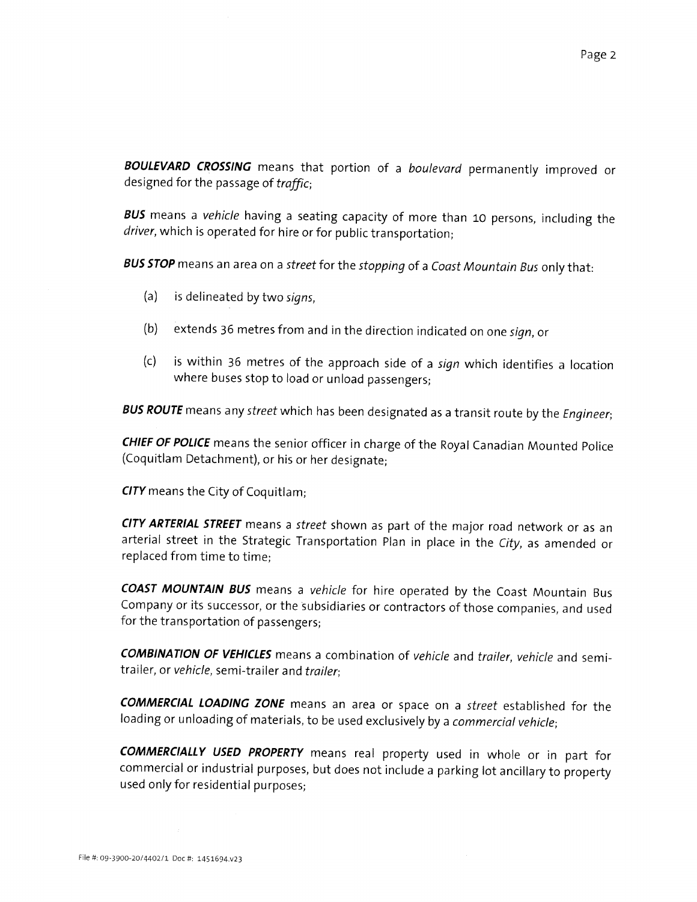***BOULEVARD CROSSING*** means that portion of a *boulevard* permanently improved or designed for the passage of *traffic*;

***BUS*** means a *vehicle* having a seating capacity of more than 10 persons, including the *driver*, which is operated for hire or for public transportation;

***BUS STOP*** means an area on a *street* for the *stopping* of a *Coast Mountain Bus* only that:

(a) is delineated by two *signs*,

(b) extends 36 metres from and in the direction indicated on one *sign*, or

(c) is within 36 metres of the approach side of a *sign* which identifies a location where buses stop to load or unload passengers;

***BUS ROUTE*** means any *street* which has been designated as a transit route by the *Engineer*;

***CHIEF OF POLICE*** means the senior officer in charge of the Royal Canadian Mounted Police (Coquitlam Detachment), or his or her designate;

***CITY*** means the City of Coquitlam;

***CITY ARTERIAL STREET*** means a *street* shown as part of the major road network or as an arterial street in the Strategic Transportation Plan in place in the *City*, as amended or replaced from time to time;

***COAST MOUNTAIN BUS*** means a *vehicle* for hire operated by the Coast Mountain Bus Company or its successor, or the subsidiaries or contractors of those companies, and used for the transportation of passengers;

***COMBINATION OF VEHICLES*** means a combination of *vehicle* and *trailer*, *vehicle* and semi-trailer, or *vehicle*, semi-trailer and *trailer*;

***COMMERCIAL LOADING ZONE*** means an area or space on a *street* established for the loading or unloading of materials, to be used exclusively by a *commercial vehicle*;

***COMMERCIALLY USED PROPERTY*** means real property used in whole or in part for commercial or industrial purposes, but does not include a parking lot ancillary to property used only for residential purposes;

File #: 09-3900-20/4402/1 Doc #: 1451694.v23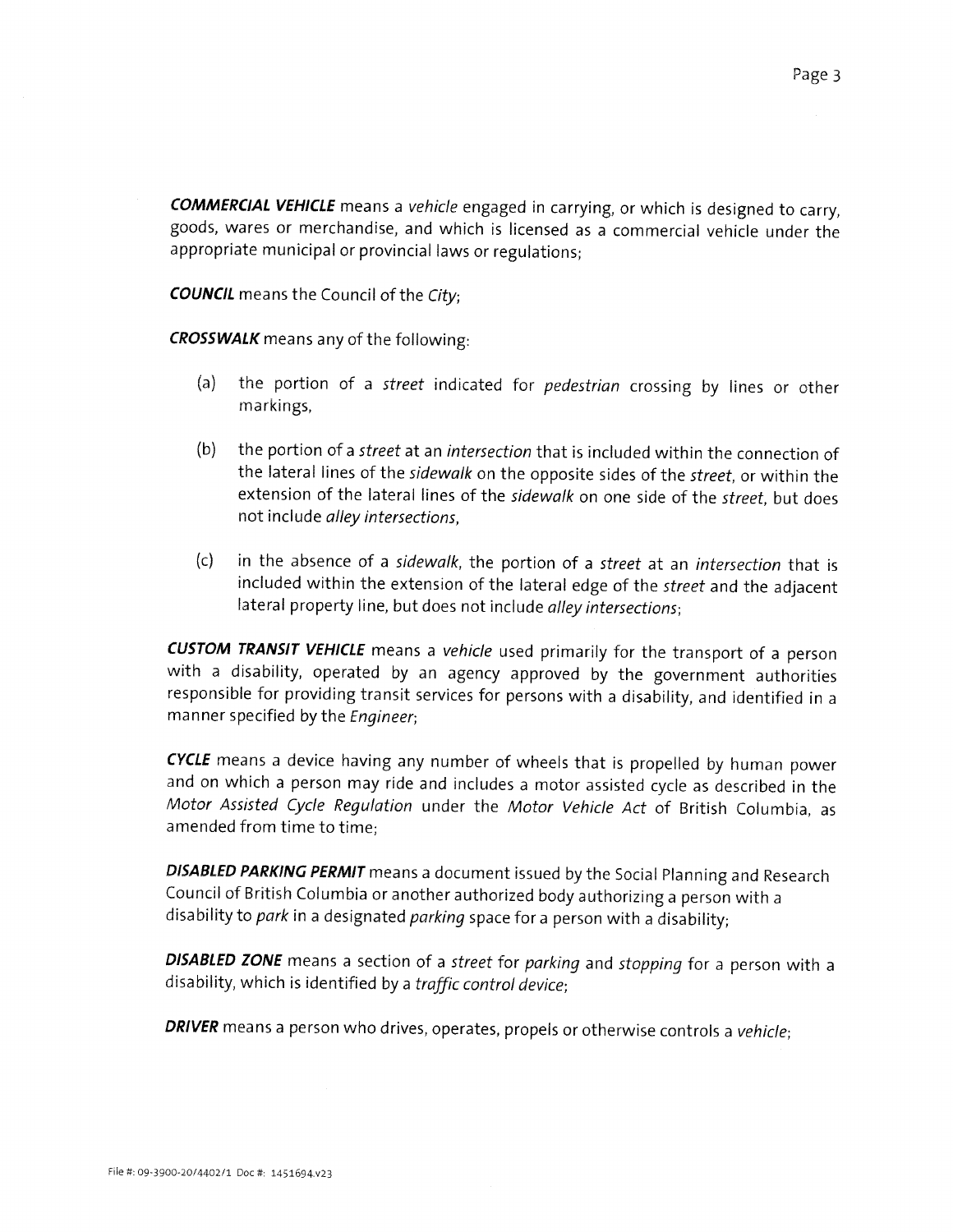***COMMERCIAL VEHICLE*** means a *vehicle* engaged in carrying, or which is designed to carry, goods, wares or merchandise, and which is licensed as a commercial vehicle under the appropriate municipal or provincial laws or regulations;

***COUNCIL*** means the Council of the *City*;

***CROSSWALK*** means any of the following:

(a) the portion of a *street* indicated for *pedestrian* crossing by lines or other markings,

(b) the portion of a *street* at an *intersection* that is included within the connection of the lateral lines of the *sidewalk* on the opposite sides of the *street*, or within the extension of the lateral lines of the *sidewalk* on one side of the *street*, but does not include *alley intersections*,

(c) in the absence of a *sidewalk*, the portion of a *street* at an *intersection* that is included within the extension of the lateral edge of the *street* and the adjacent lateral property line, but does not include *alley intersections*;

***CUSTOM TRANSIT VEHICLE*** means a *vehicle* used primarily for the transport of a person with a disability, operated by an agency approved by the government authorities responsible for providing transit services for persons with a disability, and identified in a manner specified by the *Engineer*;

***CYCLE*** means a device having any number of wheels that is propelled by human power and on which a person may ride and includes a motor assisted cycle as described in the *Motor Assisted Cycle Regulation* under the *Motor Vehicle Act* of British Columbia, as amended from time to time;

***DISABLED PARKING PERMIT*** means a document issued by the Social Planning and Research Council of British Columbia or another authorized body authorizing a person with a disability to *park* in a designated *parking* space for a person with a disability;

***DISABLED ZONE*** means a section of a *street* for *parking* and *stopping* for a person with a disability, which is identified by a *traffic control device*;

***DRIVER*** means a person who drives, operates, propels or otherwise controls a *vehicle*;

File #: 09-3900-20/4402/1 Doc #: 1451694.v23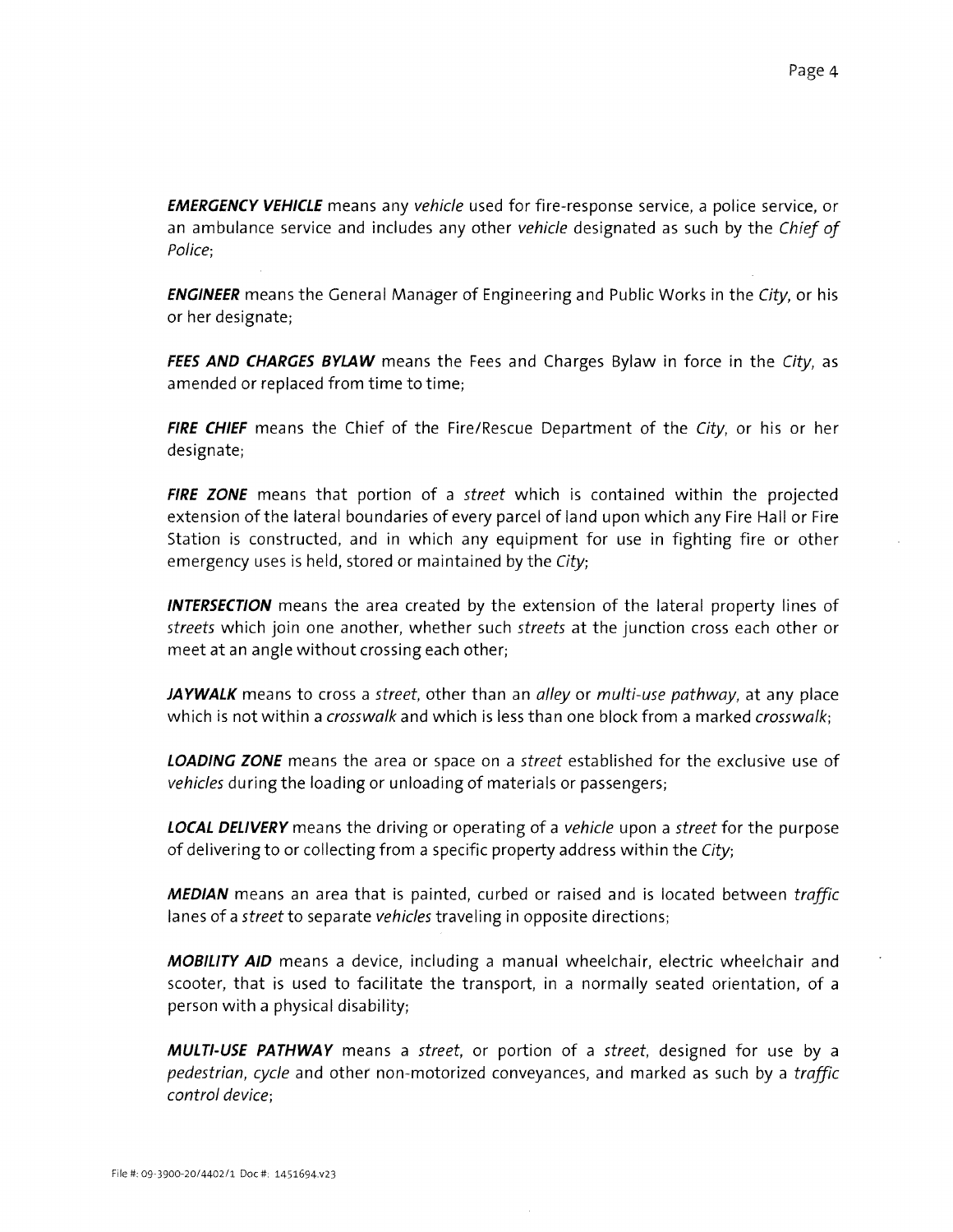***EMERGENCY VEHICLE*** means any *vehicle* used for fire-response service, a police service, or an ambulance service and includes any other *vehicle* designated as such by the *Chief of Police*;

***ENGINEER*** means the General Manager of Engineering and Public Works in the *City*, or his or her designate;

***FEES AND CHARGES BYLAW*** means the Fees and Charges Bylaw in force in the *City*, as amended or replaced from time to time;

***FIRE CHIEF*** means the Chief of the Fire/Rescue Department of the *City*, or his or her designate;

***FIRE ZONE*** means that portion of a *street* which is contained within the projected extension of the lateral boundaries of every parcel of land upon which any Fire Hall or Fire Station is constructed, and in which any equipment for use in fighting fire or other emergency uses is held, stored or maintained by the *City*;

***INTERSECTION*** means the area created by the extension of the lateral property lines of *streets* which join one another, whether such *streets* at the junction cross each other or meet at an angle without crossing each other;

***JAYWALK*** means to cross a *street*, other than an *alley* or *multi-use pathway*, at any place which is not within a *crosswalk* and which is less than one block from a marked *crosswalk*;

***LOADING ZONE*** means the area or space on a *street* established for the exclusive use of *vehicles* during the loading or unloading of materials or passengers;

***LOCAL DELIVERY*** means the driving or operating of a *vehicle* upon a *street* for the purpose of delivering to or collecting from a specific property address within the *City*;

***MEDIAN*** means an area that is painted, curbed or raised and is located between *traffic* lanes of a *street* to separate *vehicles* traveling in opposite directions;

***MOBILITY AID*** means a device, including a manual wheelchair, electric wheelchair and scooter, that is used to facilitate the transport, in a normally seated orientation, of a person with a physical disability;

***MULTI-USE PATHWAY*** means a *street*, or portion of a *street*, designed for use by a *pedestrian*, *cycle* and other non-motorized conveyances, and marked as such by a *traffic control device*;

File #: 09-3900-20/4402/1 Doc #: 1451694.v23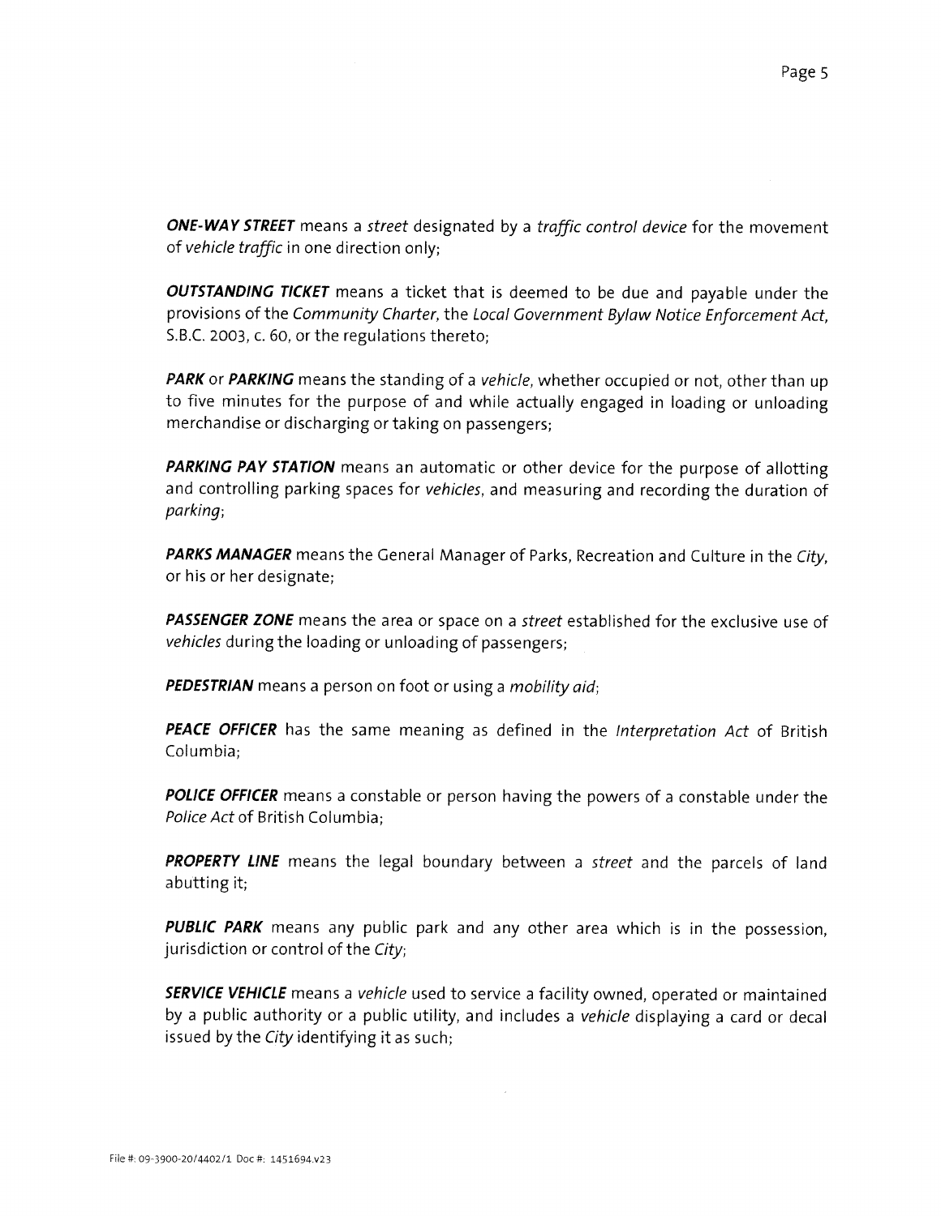***ONE-WAY STREET*** means a *street* designated by a *traffic control device* for the movement of *vehicle traffic* in one direction only;

***OUTSTANDING TICKET*** means a ticket that is deemed to be due and payable under the provisions of the *Community Charter*, the *Local Government Bylaw Notice Enforcement Act*, S.B.C. 2003, c. 60, or the regulations thereto;

***PARK*** or ***PARKING*** means the standing of a *vehicle*, whether occupied or not, other than up to five minutes for the purpose of and while actually engaged in loading or unloading merchandise or discharging or taking on passengers;

***PARKING PAY STATION*** means an automatic or other device for the purpose of allotting and controlling parking spaces for *vehicles*, and measuring and recording the duration of *parking*;

***PARKS MANAGER*** means the General Manager of Parks, Recreation and Culture in the *City*, or his or her designate;

***PASSENGER ZONE*** means the area or space on a *street* established for the exclusive use of *vehicles* during the loading or unloading of passengers;

***PEDESTRIAN*** means a person on foot or using a *mobility aid*;

***PEACE OFFICER*** has the same meaning as defined in the *Interpretation Act* of British Columbia;

***POLICE OFFICER*** means a constable or person having the powers of a constable under the *Police Act* of British Columbia;

***PROPERTY LINE*** means the legal boundary between a *street* and the parcels of land abutting it;

***PUBLIC PARK*** means any public park and any other area which is in the possession, jurisdiction or control of the *City*;

***SERVICE VEHICLE*** means a *vehicle* used to service a facility owned, operated or maintained by a public authority or a public utility, and includes a *vehicle* displaying a card or decal issued by the *City* identifying it as such;

File #: 09-3900-20/4402/1 Doc #: 1451694.v23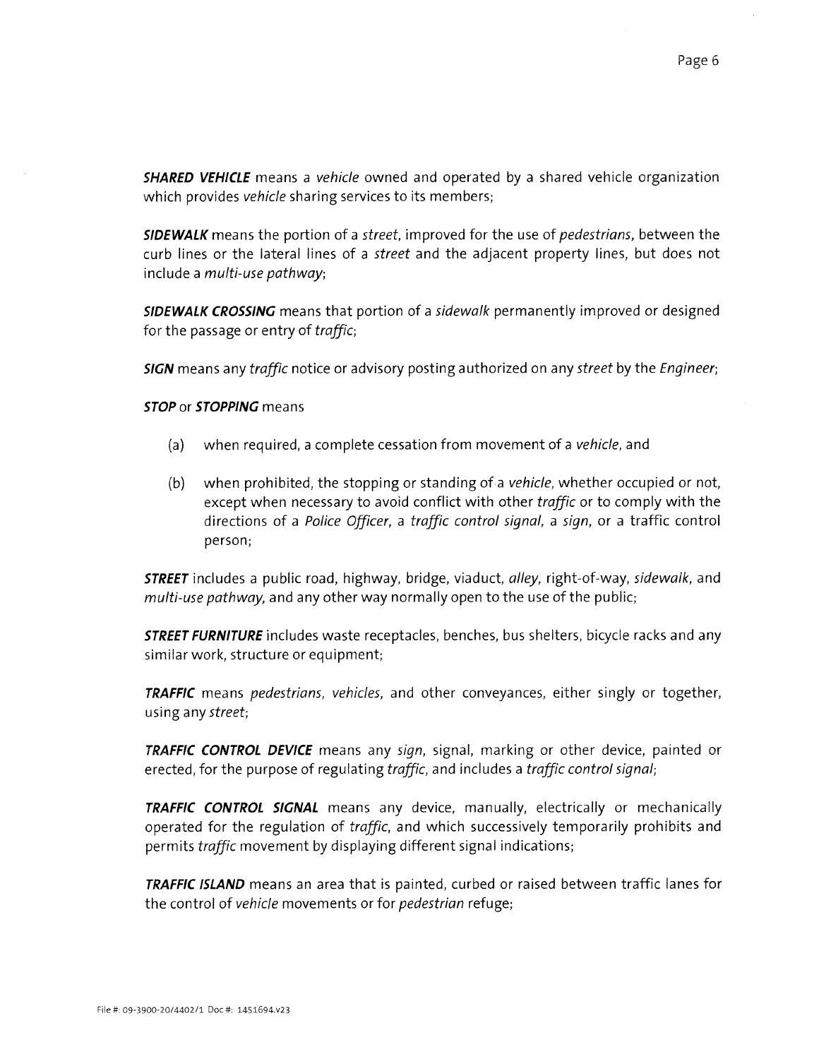***SHARED VEHICLE*** means a *vehicle* owned and operated by a shared vehicle organization which provides *vehicle* sharing services to its members;

***SIDEWALK*** means the portion of a *street*, improved for the use of *pedestrians*, between the curb lines or the lateral lines of a *street* and the adjacent property lines, but does not include a *multi-use pathway*;

***SIDEWALK CROSSING*** means that portion of a *sidewalk* permanently improved or designed for the passage or entry of *traffic*;

***SIGN*** means any *traffic* notice or advisory posting authorized on any *street* by the *Engineer*;

***STOP*** or ***STOPPING*** means

(a) when required, a complete cessation from movement of a *vehicle*, and

(b) when prohibited, the stopping or standing of a *vehicle*, whether occupied or not, except when necessary to avoid conflict with other *traffic* or to comply with the directions of a *Police Officer*, a *traffic control signal*, a *sign*, or a traffic control person;

***STREET*** includes a public road, highway, bridge, viaduct, *alley*, right-of-way, *sidewalk*, and *multi-use pathway*, and any other way normally open to the use of the public;

***STREET FURNITURE*** includes waste receptacles, benches, bus shelters, bicycle racks and any similar work, structure or equipment;

***TRAFFIC*** means *pedestrians*, *vehicles*, and other conveyances, either singly or together, using any *street*;

***TRAFFIC CONTROL DEVICE*** means any *sign*, signal, marking or other device, painted or erected, for the purpose of regulating *traffic*, and includes a *traffic control signal*;

***TRAFFIC CONTROL SIGNAL*** means any device, manually, electrically or mechanically operated for the regulation of *traffic*, and which successively temporarily prohibits and permits *traffic* movement by displaying different signal indications;

***TRAFFIC ISLAND*** means an area that is painted, curbed or raised between traffic lanes for the control of *vehicle* movements or for *pedestrian* refuge;

File #: 09-3900-20/4402/1 Doc #: 1451694.v23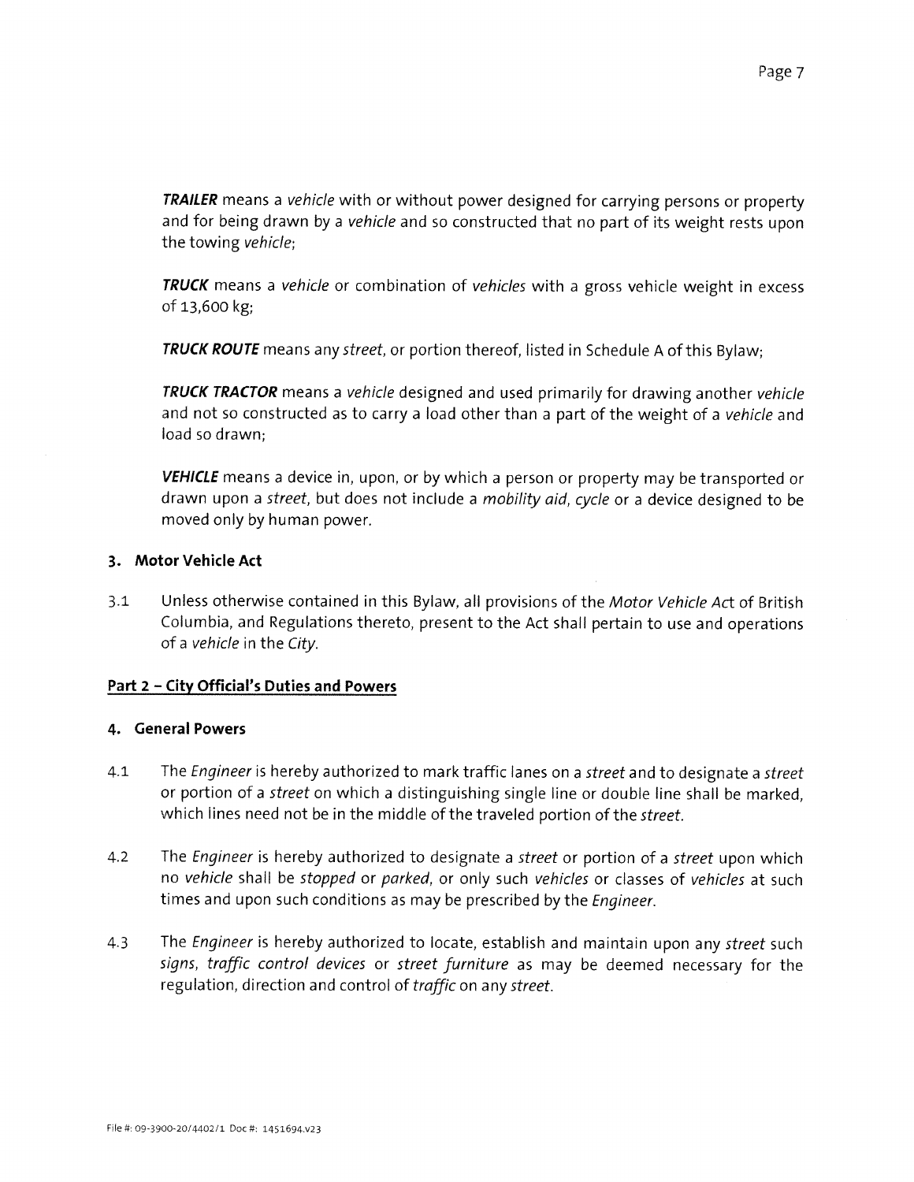***TRAILER*** means a *vehicle* with or without power designed for carrying persons or property and for being drawn by a *vehicle* and so constructed that no part of its weight rests upon the towing *vehicle*;

***TRUCK*** means a *vehicle* or combination of *vehicles* with a gross vehicle weight in excess of 13,600 kg;

***TRUCK ROUTE*** means any *street*, or portion thereof, listed in Schedule A of this Bylaw;

***TRUCK TRACTOR*** means a *vehicle* designed and used primarily for drawing another *vehicle* and not so constructed as to carry a load other than a part of the weight of a *vehicle* and load so drawn;

***VEHICLE*** means a device in, upon, or by which a person or property may be transported or drawn upon a *street*, but does not include a *mobility aid*, *cycle* or a device designed to be moved only by human power.

### 3. Motor Vehicle Act

3.1 Unless otherwise contained in this Bylaw, all provisions of the *Motor Vehicle Act* of British Columbia, and Regulations thereto, present to the Act shall pertain to use and operations of a *vehicle* in the *City*.

## Part 2 – City Official's Duties and Powers

### 4. General Powers

4.1 The *Engineer* is hereby authorized to mark traffic lanes on a *street* and to designate a *street* or portion of a *street* on which a distinguishing single line or double line shall be marked, which lines need not be in the middle of the traveled portion of the *street*.

4.2 The *Engineer* is hereby authorized to designate a *street* or portion of a *street* upon which no *vehicle* shall be *stopped* or *parked*, or only such *vehicles* or classes of *vehicles* at such times and upon such conditions as may be prescribed by the *Engineer*.

4.3 The *Engineer* is hereby authorized to locate, establish and maintain upon any *street* such *signs*, *traffic control devices* or *street furniture* as may be deemed necessary for the regulation, direction and control of *traffic* on any *street*.

File #: 09-3900-20/4402/1 Doc #: 1451694.v23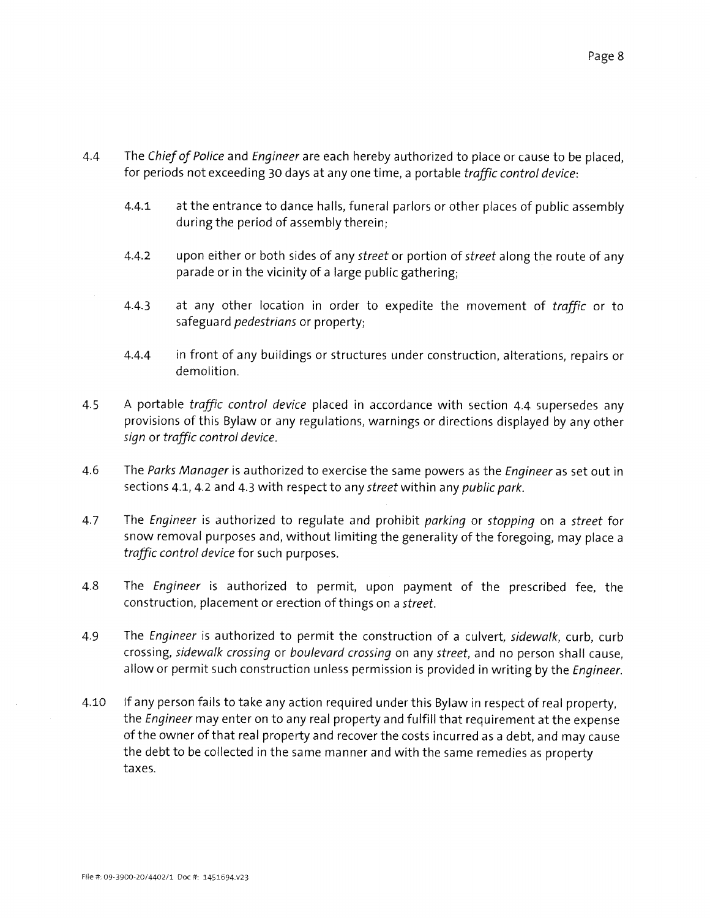4.4 The *Chief of Police* and *Engineer* are each hereby authorized to place or cause to be placed, for periods not exceeding 30 days at any one time, a portable *traffic control device*:

> 4.4.1 at the entrance to dance halls, funeral parlors or other places of public assembly during the period of assembly therein;
>
> 4.4.2 upon either or both sides of any *street* or portion of *street* along the route of any parade or in the vicinity of a large public gathering;
>
> 4.4.3 at any other location in order to expedite the movement of *traffic* or to safeguard *pedestrians* or property;
>
> 4.4.4 in front of any buildings or structures under construction, alterations, repairs or demolition.

4.5 A portable *traffic control device* placed in accordance with section 4.4 supersedes any provisions of this Bylaw or any regulations, warnings or directions displayed by any other *sign* or *traffic control device*.

4.6 The *Parks Manager* is authorized to exercise the same powers as the *Engineer* as set out in sections 4.1, 4.2 and 4.3 with respect to any *street* within any *public park*.

4.7 The *Engineer* is authorized to regulate and prohibit *parking* or *stopping* on a *street* for snow removal purposes and, without limiting the generality of the foregoing, may place a *traffic control device* for such purposes.

4.8 The *Engineer* is authorized to permit, upon payment of the prescribed fee, the construction, placement or erection of things on a *street*.

4.9 The *Engineer* is authorized to permit the construction of a culvert, *sidewalk*, curb, curb crossing, *sidewalk crossing* or *boulevard crossing* on any *street*, and no person shall cause, allow or permit such construction unless permission is provided in writing by the *Engineer*.

4.10 If any person fails to take any action required under this Bylaw in respect of real property, the *Engineer* may enter on to any real property and fulfill that requirement at the expense of the owner of that real property and recover the costs incurred as a debt, and may cause the debt to be collected in the same manner and with the same remedies as property taxes.

File #: 09-3900-20/4402/1 Doc #: 1451694.v23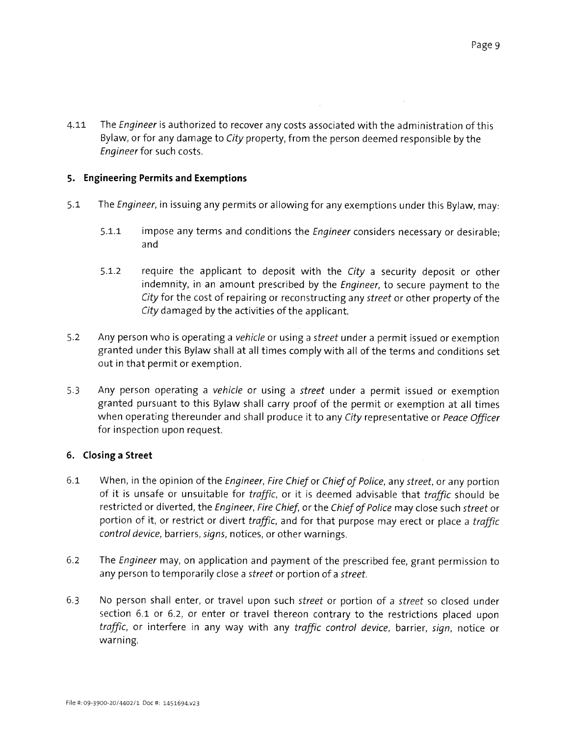4.11 The *Engineer* is authorized to recover any costs associated with the administration of this Bylaw, or for any damage to *City* property, from the person deemed responsible by the *Engineer* for such costs.

## 5. Engineering Permits and Exemptions

5.1 The *Engineer*, in issuing any permits or allowing for any exemptions under this Bylaw, may:

5.1.1 impose any terms and conditions the *Engineer* considers necessary or desirable; and

5.1.2 require the applicant to deposit with the *City* a security deposit or other indemnity, in an amount prescribed by the *Engineer*, to secure payment to the *City* for the cost of repairing or reconstructing any *street* or other property of the *City* damaged by the activities of the applicant.

5.2 Any person who is operating a *vehicle* or using a *street* under a permit issued or exemption granted under this Bylaw shall at all times comply with all of the terms and conditions set out in that permit or exemption.

5.3 Any person operating a *vehicle* or using a *street* under a permit issued or exemption granted pursuant to this Bylaw shall carry proof of the permit or exemption at all times when operating thereunder and shall produce it to any *City* representative or *Peace Officer* for inspection upon request.

## 6. Closing a Street

6.1 When, in the opinion of the *Engineer*, *Fire Chief* or *Chief of Police*, any *street*, or any portion of it is unsafe or unsuitable for *traffic*, or it is deemed advisable that *traffic* should be restricted or diverted, the *Engineer*, *Fire Chief*, or the *Chief of Police* may close such *street* or portion of it, or restrict or divert *traffic*, and for that purpose may erect or place a *traffic control device*, barriers, *signs*, notices, or other warnings.

6.2 The *Engineer* may, on application and payment of the prescribed fee, grant permission to any person to temporarily close a *street* or portion of a *street*.

6.3 No person shall enter, or travel upon such *street* or portion of a *street* so closed under section 6.1 or 6.2, or enter or travel thereon contrary to the restrictions placed upon *traffic*, or interfere in any way with any *traffic control device*, barrier, *sign*, notice or warning.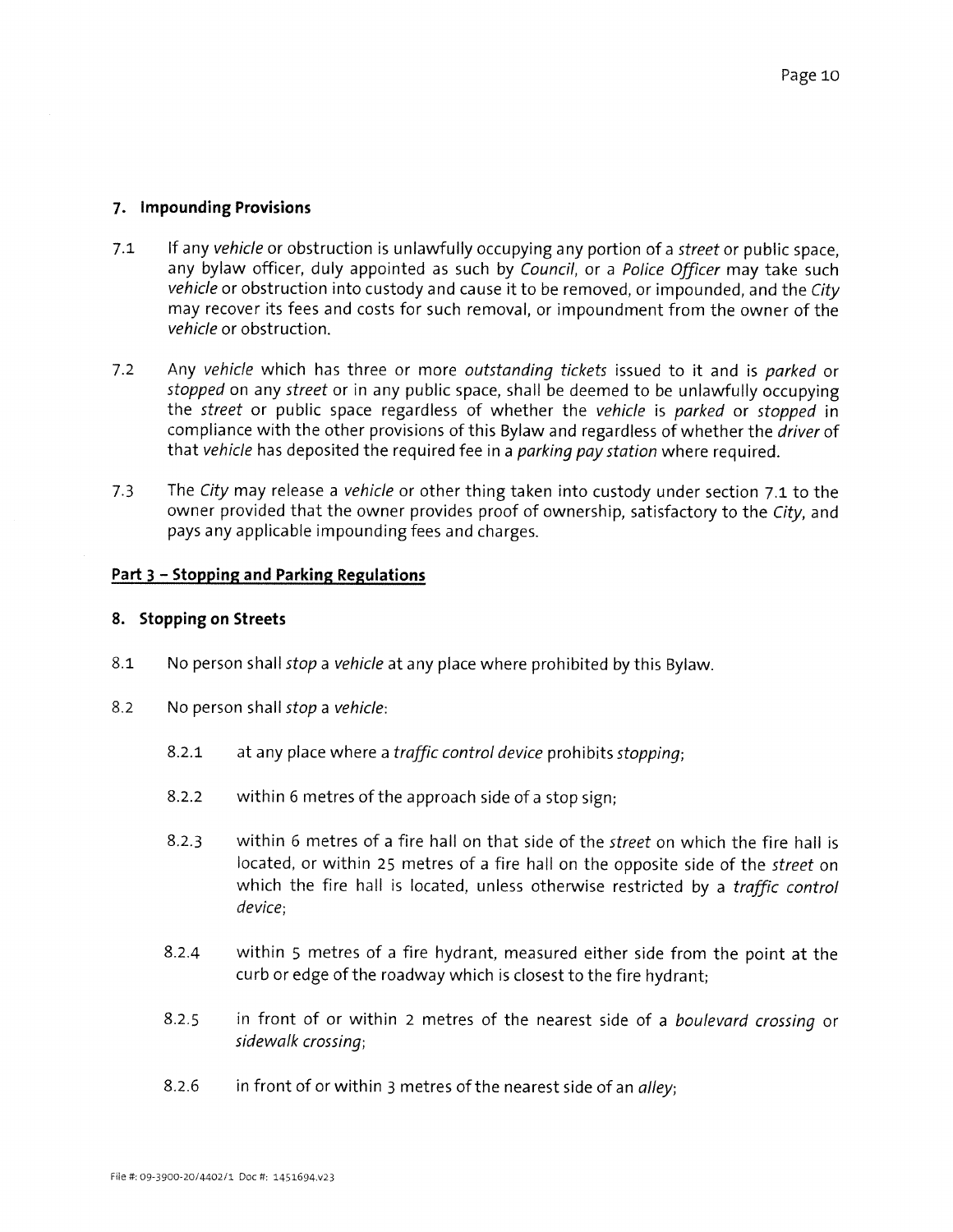### 7. Impounding Provisions

7.1 If any *vehicle* or obstruction is unlawfully occupying any portion of a *street* or public space, any bylaw officer, duly appointed as such by *Council*, or a *Police Officer* may take such *vehicle* or obstruction into custody and cause it to be removed, or impounded, and the *City* may recover its fees and costs for such removal, or impoundment from the owner of the *vehicle* or obstruction.

7.2 Any *vehicle* which has three or more *outstanding tickets* issued to it and is *parked* or *stopped* on any *street* or in any public space, shall be deemed to be unlawfully occupying the *street* or public space regardless of whether the *vehicle* is *parked* or *stopped* in compliance with the other provisions of this Bylaw and regardless of whether the *driver* of that *vehicle* has deposited the required fee in a *parking pay station* where required.

7.3 The *City* may release a *vehicle* or other thing taken into custody under section 7.1 to the owner provided that the owner provides proof of ownership, satisfactory to the *City*, and pays any applicable impounding fees and charges.

## Part 3 – Stopping and Parking Regulations

### 8. Stopping on Streets

8.1 No person shall *stop* a *vehicle* at any place where prohibited by this Bylaw.

8.2 No person shall *stop* a *vehicle*:

- 8.2.1 at any place where a *traffic control device* prohibits *stopping*;
- 8.2.2 within 6 metres of the approach side of a stop sign;
- 8.2.3 within 6 metres of a fire hall on that side of the *street* on which the fire hall is located, or within 25 metres of a fire hall on the opposite side of the *street* on which the fire hall is located, unless otherwise restricted by a *traffic control device*;
- 8.2.4 within 5 metres of a fire hydrant, measured either side from the point at the curb or edge of the roadway which is closest to the fire hydrant;
- 8.2.5 in front of or within 2 metres of the nearest side of a *boulevard crossing* or *sidewalk crossing*;
- 8.2.6 in front of or within 3 metres of the nearest side of an *alley*;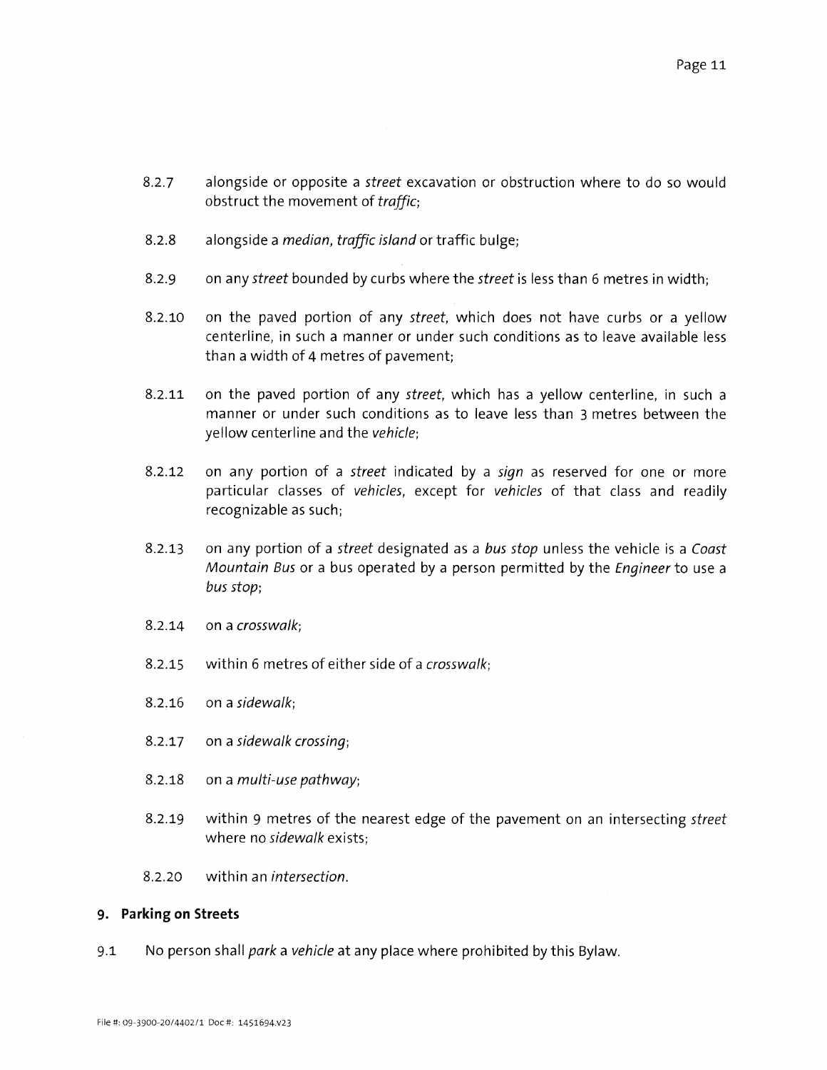8.2.7 alongside or opposite a *street* excavation or obstruction where to do so would obstruct the movement of *traffic*;

8.2.8 alongside a *median*, *traffic island* or traffic bulge;

8.2.9 on any *street* bounded by curbs where the *street* is less than 6 metres in width;

8.2.10 on the paved portion of any *street*, which does not have curbs or a yellow centerline, in such a manner or under such conditions as to leave available less than a width of 4 metres of pavement;

8.2.11 on the paved portion of any *street*, which has a yellow centerline, in such a manner or under such conditions as to leave less than 3 metres between the yellow centerline and the *vehicle*;

8.2.12 on any portion of a *street* indicated by a *sign* as reserved for one or more particular classes of *vehicles*, except for *vehicles* of that class and readily recognizable as such;

8.2.13 on any portion of a *street* designated as a *bus stop* unless the vehicle is a *Coast Mountain Bus* or a bus operated by a person permitted by the *Engineer* to use a *bus stop*;

8.2.14 on a *crosswalk*;

8.2.15 within 6 metres of either side of a *crosswalk*;

8.2.16 on a *sidewalk*;

8.2.17 on a *sidewalk crossing*;

8.2.18 on a *multi-use pathway*;

8.2.19 within 9 metres of the nearest edge of the pavement on an intersecting *street* where no *sidewalk* exists;

8.2.20 within an *intersection*.

## 9. Parking on Streets

9.1 No person shall *park* a *vehicle* at any place where prohibited by this Bylaw.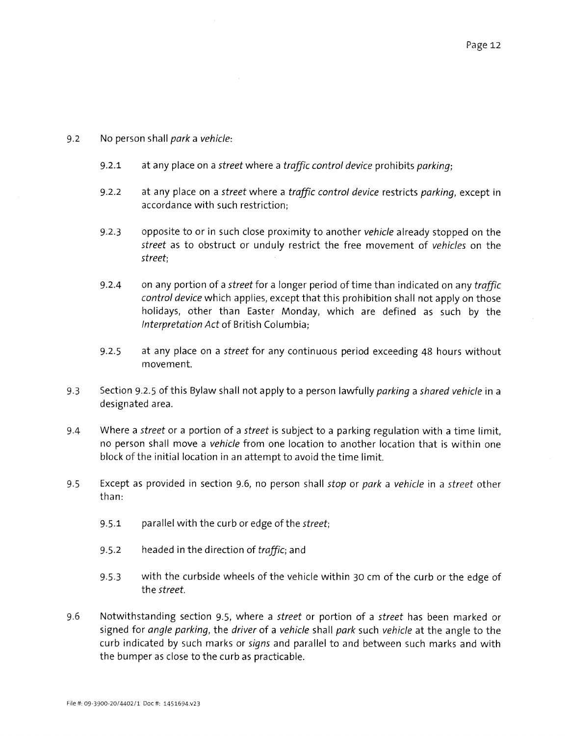9.2 No person shall *park* a *vehicle*:

  9.2.1 at any place on a *street* where a *traffic control device* prohibits *parking*;

  9.2.2 at any place on a *street* where a *traffic control device* restricts *parking*, except in accordance with such restriction;

  9.2.3 opposite to or in such close proximity to another *vehicle* already stopped on the *street* as to obstruct or unduly restrict the free movement of *vehicles* on the *street*;

  9.2.4 on any portion of a *street* for a longer period of time than indicated on any *traffic control device* which applies, except that this prohibition shall not apply on those holidays, other than Easter Monday, which are defined as such by the *Interpretation Act* of British Columbia;

  9.2.5 at any place on a *street* for any continuous period exceeding 48 hours without movement.

9.3 Section 9.2.5 of this Bylaw shall not apply to a person lawfully *parking* a *shared vehicle* in a designated area.

9.4 Where a *street* or a portion of a *street* is subject to a parking regulation with a time limit, no person shall move a *vehicle* from one location to another location that is within one block of the initial location in an attempt to avoid the time limit.

9.5 Except as provided in section 9.6, no person shall *stop* or *park* a *vehicle* in a *street* other than:

  9.5.1 parallel with the curb or edge of the *street*;

  9.5.2 headed in the direction of *traffic*; and

  9.5.3 with the curbside wheels of the vehicle within 30 cm of the curb or the edge of the *street*.

9.6 Notwithstanding section 9.5, where a *street* or portion of a *street* has been marked or signed for *angle parking*, the *driver* of a *vehicle* shall *park* such *vehicle* at the angle to the curb indicated by such marks or *signs* and parallel to and between such marks and with the bumper as close to the curb as practicable.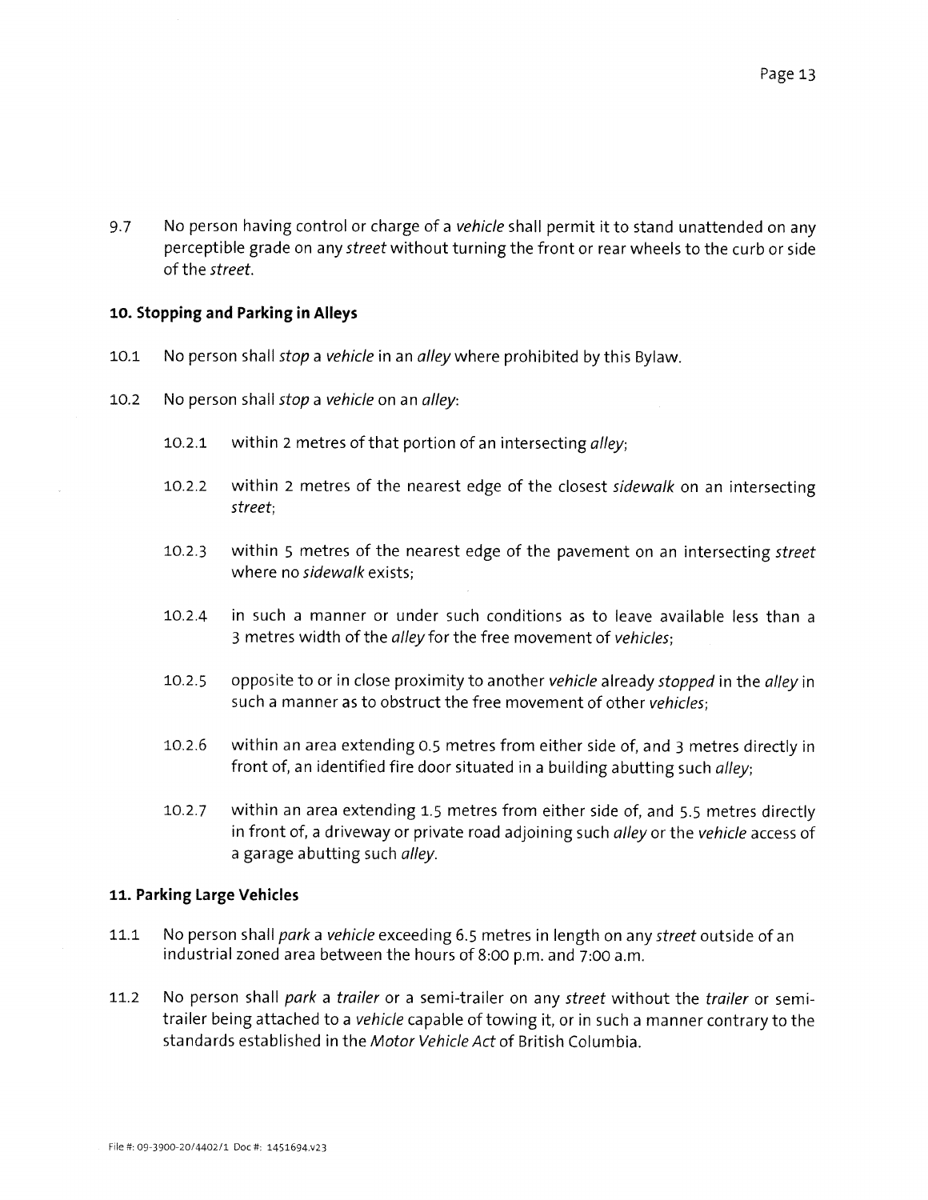9.7 No person having control or charge of a *vehicle* shall permit it to stand unattended on any perceptible grade on any *street* without turning the front or rear wheels to the curb or side of the *street*.

**10. Stopping and Parking in Alleys**

10.1 No person shall *stop* a *vehicle* in an *alley* where prohibited by this Bylaw.

10.2 No person shall *stop* a *vehicle* on an *alley*:

10.2.1 within 2 metres of that portion of an intersecting *alley*;

10.2.2 within 2 metres of the nearest edge of the closest *sidewalk* on an intersecting *street*;

10.2.3 within 5 metres of the nearest edge of the pavement on an intersecting *street* where no *sidewalk* exists;

10.2.4 in such a manner or under such conditions as to leave available less than a 3 metres width of the *alley* for the free movement of *vehicles*;

10.2.5 opposite to or in close proximity to another *vehicle* already *stopped* in the *alley* in such a manner as to obstruct the free movement of other *vehicles*;

10.2.6 within an area extending 0.5 metres from either side of, and 3 metres directly in front of, an identified fire door situated in a building abutting such *alley*;

10.2.7 within an area extending 1.5 metres from either side of, and 5.5 metres directly in front of, a driveway or private road adjoining such *alley* or the *vehicle* access of a garage abutting such *alley*.

**11. Parking Large Vehicles**

11.1 No person shall *park* a *vehicle* exceeding 6.5 metres in length on any *street* outside of an industrial zoned area between the hours of 8:00 p.m. and 7:00 a.m.

11.2 No person shall *park* a *trailer* or a semi-trailer on any *street* without the *trailer* or semi-trailer being attached to a *vehicle* capable of towing it, or in such a manner contrary to the standards established in the *Motor Vehicle Act* of British Columbia.

File #: 09-3900-20/4402/1 Doc #: 1451694.v23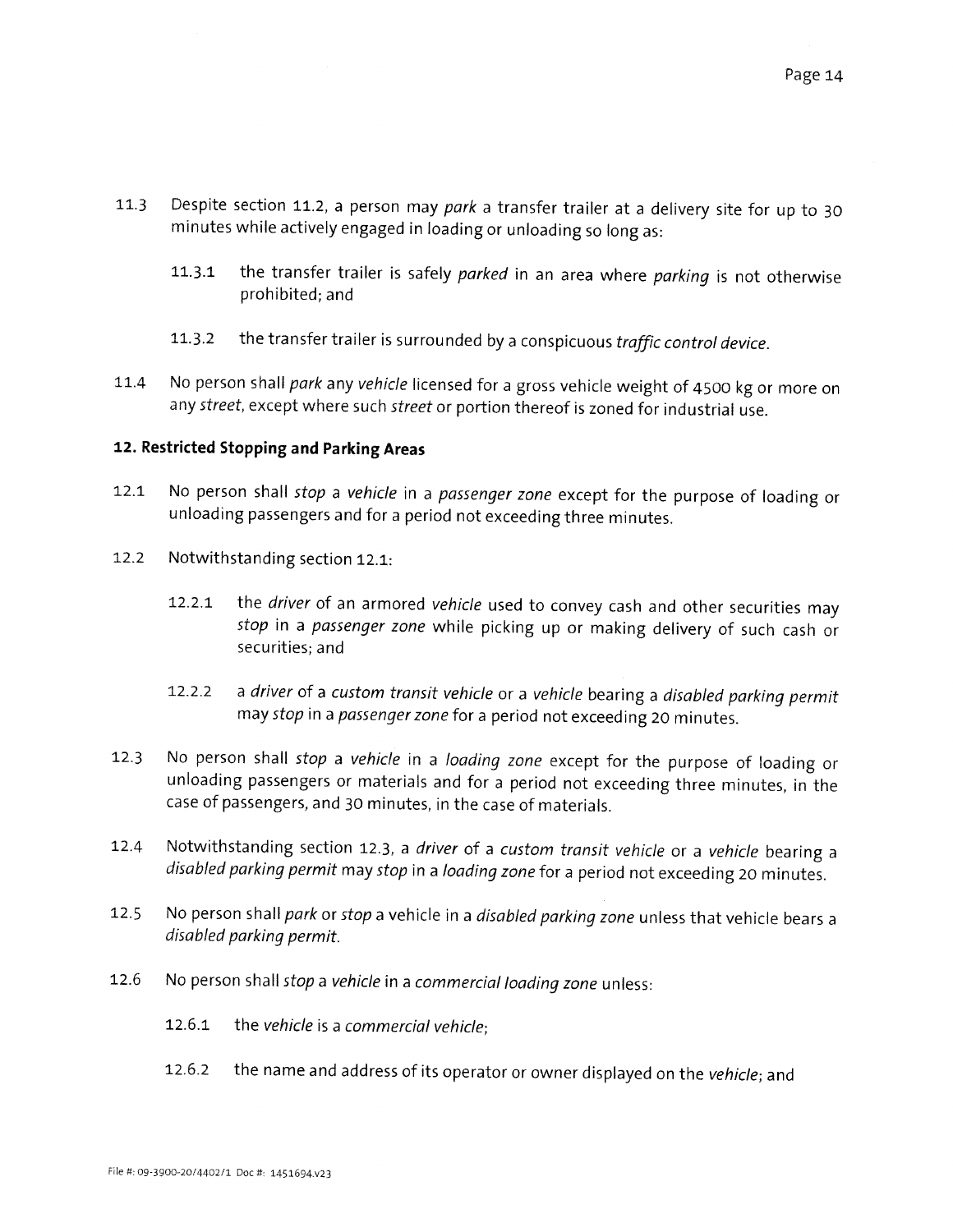11.3 Despite section 11.2, a person may *park* a transfer trailer at a delivery site for up to 30 minutes while actively engaged in loading or unloading so long as:

  11.3.1 the transfer trailer is safely *parked* in an area where *parking* is not otherwise prohibited; and

  11.3.2 the transfer trailer is surrounded by a conspicuous *traffic control device*.

11.4 No person shall *park* any *vehicle* licensed for a gross vehicle weight of 4500 kg or more on any *street*, except where such *street* or portion thereof is zoned for industrial use.

**12. Restricted Stopping and Parking Areas**

12.1 No person shall *stop* a *vehicle* in a *passenger zone* except for the purpose of loading or unloading passengers and for a period not exceeding three minutes.

12.2 Notwithstanding section 12.1:

  12.2.1 the *driver* of an armored *vehicle* used to convey cash and other securities may *stop* in a *passenger zone* while picking up or making delivery of such cash or securities; and

  12.2.2 a *driver* of a *custom transit vehicle* or a *vehicle* bearing a *disabled parking permit* may *stop* in a *passenger zone* for a period not exceeding 20 minutes.

12.3 No person shall *stop* a *vehicle* in a *loading zone* except for the purpose of loading or unloading passengers or materials and for a period not exceeding three minutes, in the case of passengers, and 30 minutes, in the case of materials.

12.4 Notwithstanding section 12.3, a *driver* of a *custom transit vehicle* or a *vehicle* bearing a *disabled parking permit* may *stop* in a *loading zone* for a period not exceeding 20 minutes.

12.5 No person shall *park* or *stop* a vehicle in a *disabled parking zone* unless that vehicle bears a *disabled parking permit*.

12.6 No person shall *stop* a *vehicle* in a *commercial loading zone* unless:

  12.6.1 the *vehicle* is a *commercial vehicle*;

  12.6.2 the name and address of its operator or owner displayed on the *vehicle*; and

File #: 09-3900-20/4402/1 Doc #: 1451694.v23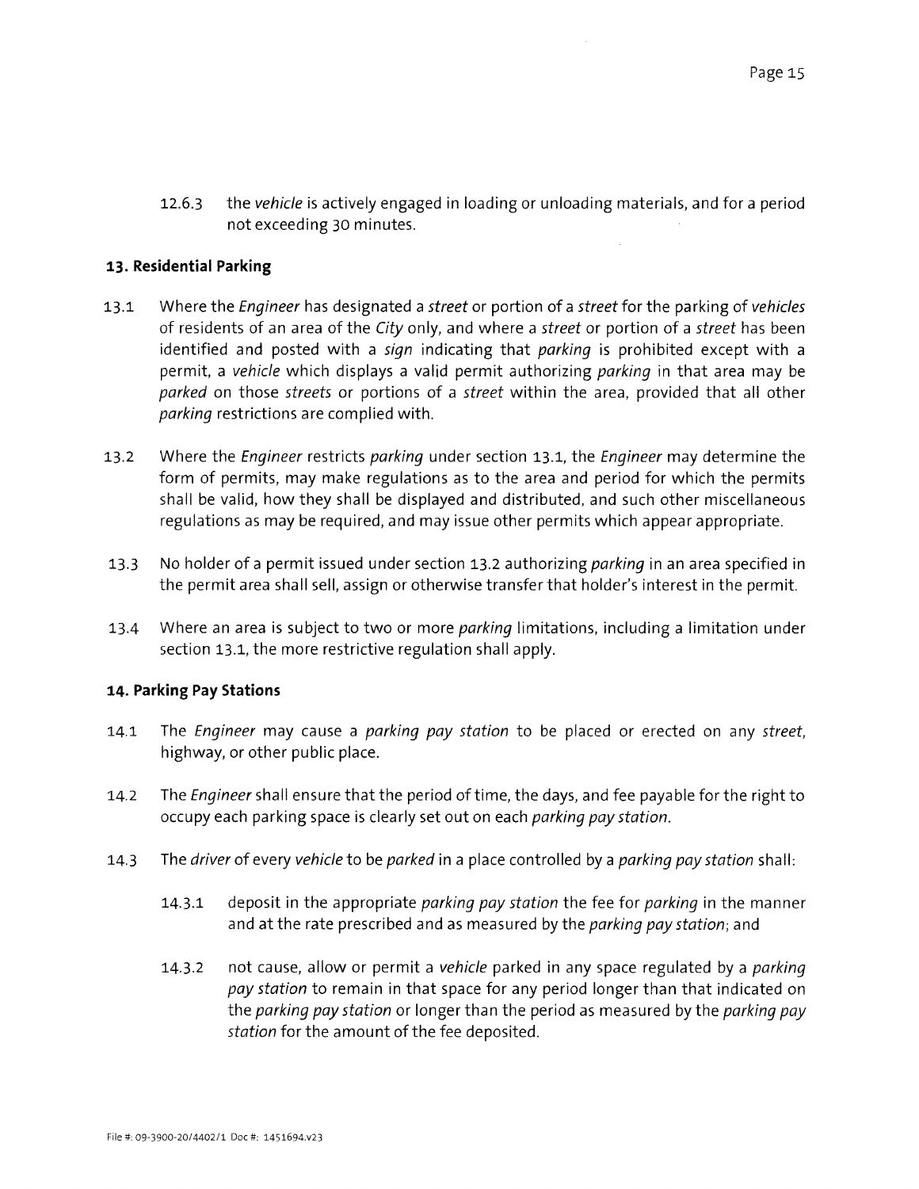12.6.3 the *vehicle* is actively engaged in loading or unloading materials, and for a period not exceeding 30 minutes.

## 13. Residential Parking

13.1 Where the *Engineer* has designated a *street* or portion of a *street* for the parking of *vehicles* of residents of an area of the *City* only, and where a *street* or portion of a *street* has been identified and posted with a *sign* indicating that *parking* is prohibited except with a permit, a *vehicle* which displays a valid permit authorizing *parking* in that area may be *parked* on those *streets* or portions of a *street* within the area, provided that all other *parking* restrictions are complied with.

13.2 Where the *Engineer* restricts *parking* under section 13.1, the *Engineer* may determine the form of permits, may make regulations as to the area and period for which the permits shall be valid, how they shall be displayed and distributed, and such other miscellaneous regulations as may be required, and may issue other permits which appear appropriate.

13.3 No holder of a permit issued under section 13.2 authorizing *parking* in an area specified in the permit area shall sell, assign or otherwise transfer that holder's interest in the permit.

13.4 Where an area is subject to two or more *parking* limitations, including a limitation under section 13.1, the more restrictive regulation shall apply.

## 14. Parking Pay Stations

14.1 The *Engineer* may cause a *parking pay station* to be placed or erected on any *street*, highway, or other public place.

14.2 The *Engineer* shall ensure that the period of time, the days, and fee payable for the right to occupy each parking space is clearly set out on each *parking pay station*.

14.3 The *driver* of every *vehicle* to be *parked* in a place controlled by a *parking pay station* shall:

14.3.1 deposit in the appropriate *parking pay station* the fee for *parking* in the manner and at the rate prescribed and as measured by the *parking pay station*; and

14.3.2 not cause, allow or permit a *vehicle* parked in any space regulated by a *parking pay station* to remain in that space for any period longer than that indicated on the *parking pay station* or longer than the period as measured by the *parking pay station* for the amount of the fee deposited.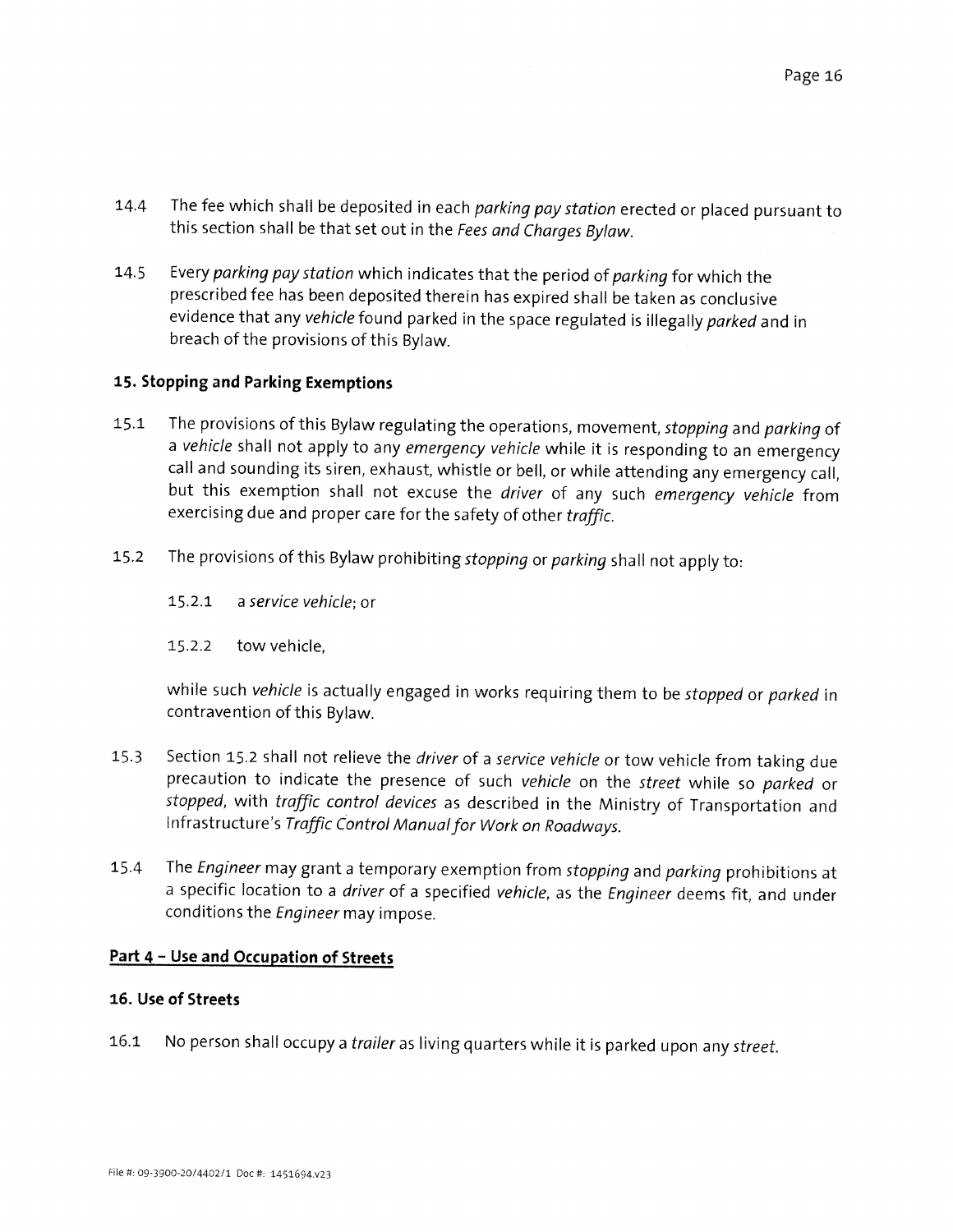14.4 The fee which shall be deposited in each *parking pay station* erected or placed pursuant to this section shall be that set out in the *Fees and Charges Bylaw*.

14.5 Every *parking pay station* which indicates that the period of *parking* for which the prescribed fee has been deposited therein has expired shall be taken as conclusive evidence that any *vehicle* found parked in the space regulated is illegally *parked* and in breach of the provisions of this Bylaw.

### 15. Stopping and Parking Exemptions

15.1 The provisions of this Bylaw regulating the operations, movement, *stopping* and *parking* of a *vehicle* shall not apply to any *emergency vehicle* while it is responding to an emergency call and sounding its siren, exhaust, whistle or bell, or while attending any emergency call, but this exemption shall not excuse the *driver* of any such *emergency vehicle* from exercising due and proper care for the safety of other *traffic*.

15.2 The provisions of this Bylaw prohibiting *stopping* or *parking* shall not apply to:

15.2.1 a *service vehicle*; or

15.2.2 tow vehicle,

while such *vehicle* is actually engaged in works requiring them to be *stopped* or *parked* in contravention of this Bylaw.

15.3 Section 15.2 shall not relieve the *driver* of a *service vehicle* or tow vehicle from taking due precaution to indicate the presence of such *vehicle* on the *street* while so *parked* or *stopped*, with *traffic control devices* as described in the Ministry of Transportation and Infrastructure's *Traffic Control Manual for Work on Roadways*.

15.4 The *Engineer* may grant a temporary exemption from *stopping* and *parking* prohibitions at a specific location to a *driver* of a specified *vehicle*, as the *Engineer* deems fit, and under conditions the *Engineer* may impose.

## Part 4 – Use and Occupation of Streets

### 16. Use of Streets

16.1 No person shall occupy a *trailer* as living quarters while it is parked upon any *street*.

File #: 09-3900-20/4402/1 Doc #: 1451694.v23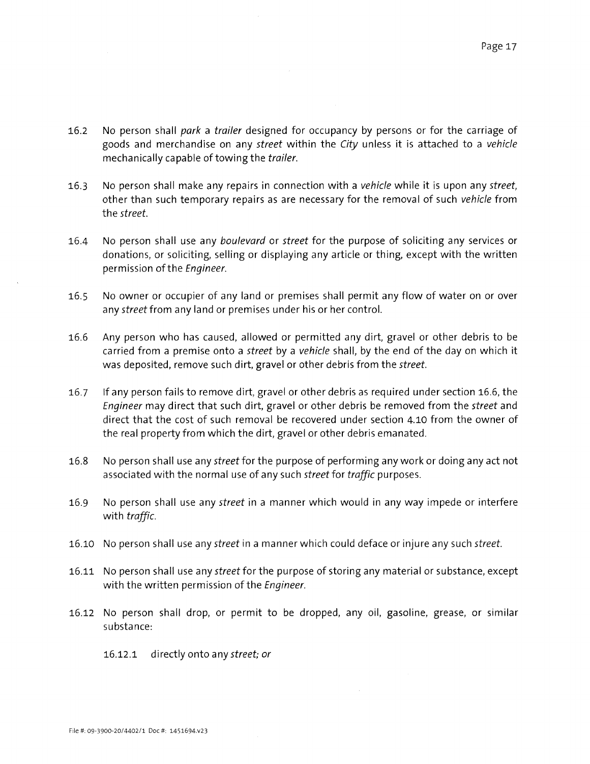16.2 No person shall *park* a *trailer* designed for occupancy by persons or for the carriage of goods and merchandise on any *street* within the *City* unless it is attached to a *vehicle* mechanically capable of towing the *trailer*.

16.3 No person shall make any repairs in connection with a *vehicle* while it is upon any *street*, other than such temporary repairs as are necessary for the removal of such *vehicle* from the *street*.

16.4 No person shall use any *boulevard* or *street* for the purpose of soliciting any services or donations, or soliciting, selling or displaying any article or thing, except with the written permission of the *Engineer*.

16.5 No owner or occupier of any land or premises shall permit any flow of water on or over any *street* from any land or premises under his or her control.

16.6 Any person who has caused, allowed or permitted any dirt, gravel or other debris to be carried from a premise onto a *street* by a *vehicle* shall, by the end of the day on which it was deposited, remove such dirt, gravel or other debris from the *street*.

16.7 If any person fails to remove dirt, gravel or other debris as required under section 16.6, the *Engineer* may direct that such dirt, gravel or other debris be removed from the *street* and direct that the cost of such removal be recovered under section 4.10 from the owner of the real property from which the dirt, gravel or other debris emanated.

16.8 No person shall use any *street* for the purpose of performing any work or doing any act not associated with the normal use of any such *street* for *traffic* purposes.

16.9 No person shall use any *street* in a manner which would in any way impede or interfere with *traffic*.

16.10 No person shall use any *street* in a manner which could deface or injure any such *street*.

16.11 No person shall use any *street* for the purpose of storing any material or substance, except with the written permission of the *Engineer*.

16.12 No person shall drop, or permit to be dropped, any oil, gasoline, grease, or similar substance:

16.12.1 directly onto any *street; or*

File #: 09-3900-20/4402/1 Doc #: 1451694.v23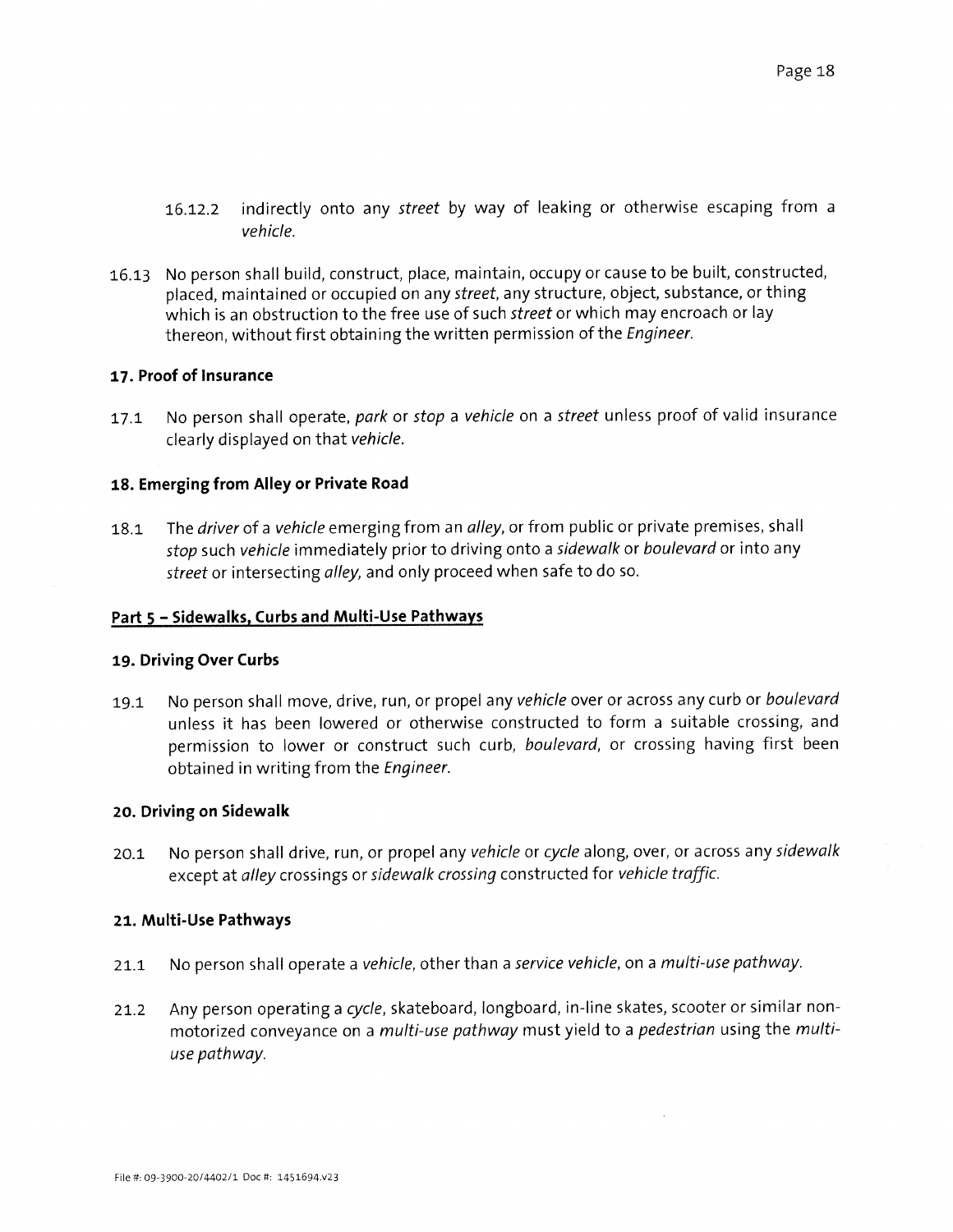16.12.2 indirectly onto any *street* by way of leaking or otherwise escaping from a *vehicle*.

16.13 No person shall build, construct, place, maintain, occupy or cause to be built, constructed, placed, maintained or occupied on any *street*, any structure, object, substance, or thing which is an obstruction to the free use of such *street* or which may encroach or lay thereon, without first obtaining the written permission of the *Engineer*.

### 17. Proof of Insurance

17.1 No person shall operate, *park* or *stop* a *vehicle* on a *street* unless proof of valid insurance clearly displayed on that *vehicle*.

### 18. Emerging from Alley or Private Road

18.1 The *driver* of a *vehicle* emerging from an *alley*, or from public or private premises, shall *stop* such *vehicle* immediately prior to driving onto a *sidewalk* or *boulevard* or into any *street* or intersecting *alley*, and only proceed when safe to do so.

## Part 5 – Sidewalks, Curbs and Multi-Use Pathways

### 19. Driving Over Curbs

19.1 No person shall move, drive, run, or propel any *vehicle* over or across any curb or *boulevard* unless it has been lowered or otherwise constructed to form a suitable crossing, and permission to lower or construct such curb, *boulevard*, or crossing having first been obtained in writing from the *Engineer*.

### 20. Driving on Sidewalk

20.1 No person shall drive, run, or propel any *vehicle* or *cycle* along, over, or across any *sidewalk* except at *alley* crossings or *sidewalk crossing* constructed for *vehicle traffic*.

### 21. Multi-Use Pathways

21.1 No person shall operate a *vehicle*, other than a *service vehicle*, on a *multi-use pathway*.

21.2 Any person operating a *cycle*, skateboard, longboard, in-line skates, scooter or similar non-motorized conveyance on a *multi-use pathway* must yield to a *pedestrian* using the *multi-use pathway*.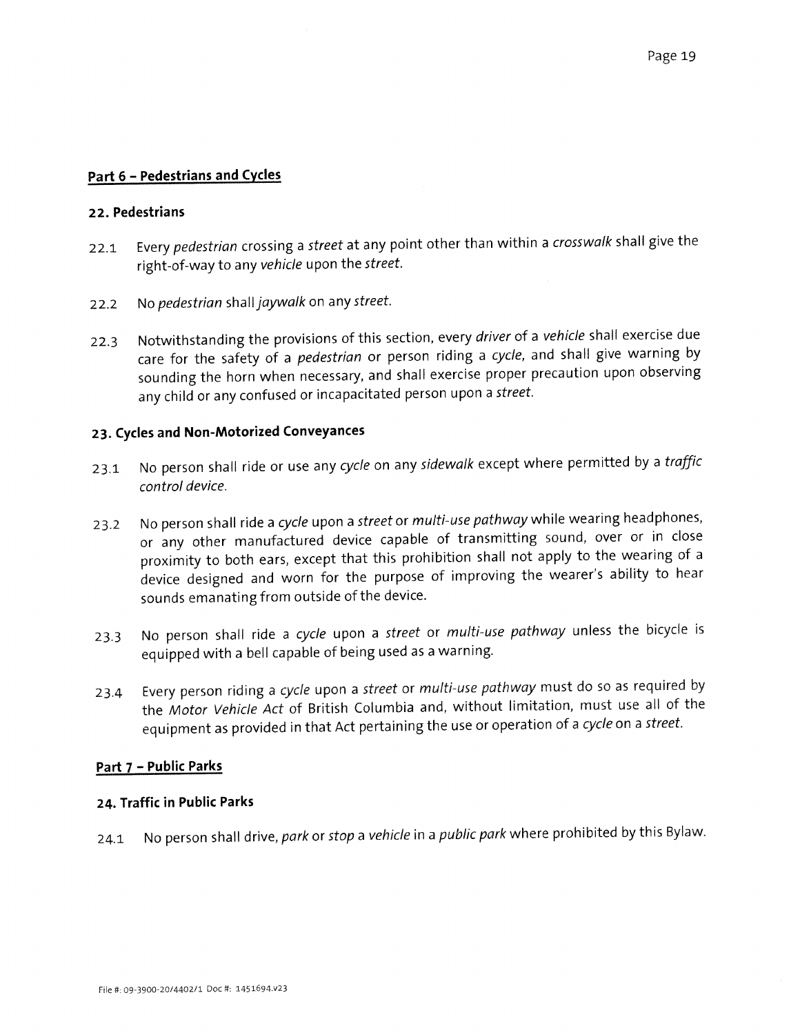## Part 6 – Pedestrians and Cycles

### 22. Pedestrians

22.1 Every *pedestrian* crossing a *street* at any point other than within a *crosswalk* shall give the right-of-way to any *vehicle* upon the *street*.

22.2 No *pedestrian* shall *jaywalk* on any *street*.

22.3 Notwithstanding the provisions of this section, every *driver* of a *vehicle* shall exercise due care for the safety of a *pedestrian* or person riding a *cycle*, and shall give warning by sounding the horn when necessary, and shall exercise proper precaution upon observing any child or any confused or incapacitated person upon a *street*.

### 23. Cycles and Non-Motorized Conveyances

23.1 No person shall ride or use any *cycle* on any *sidewalk* except where permitted by a *traffic control device*.

23.2 No person shall ride a *cycle* upon a *street* or *multi-use pathway* while wearing headphones, or any other manufactured device capable of transmitting sound, over or in close proximity to both ears, except that this prohibition shall not apply to the wearing of a device designed and worn for the purpose of improving the wearer's ability to hear sounds emanating from outside of the device.

23.3 No person shall ride a *cycle* upon a *street* or *multi-use pathway* unless the bicycle is equipped with a bell capable of being used as a warning.

23.4 Every person riding a *cycle* upon a *street* or *multi-use pathway* must do so as required by the *Motor Vehicle Act* of British Columbia and, without limitation, must use all of the equipment as provided in that Act pertaining the use or operation of a *cycle* on a *street*.

## Part 7 – Public Parks

### 24. Traffic in Public Parks

24.1 No person shall drive, *park* or *stop* a *vehicle* in a *public park* where prohibited by this Bylaw.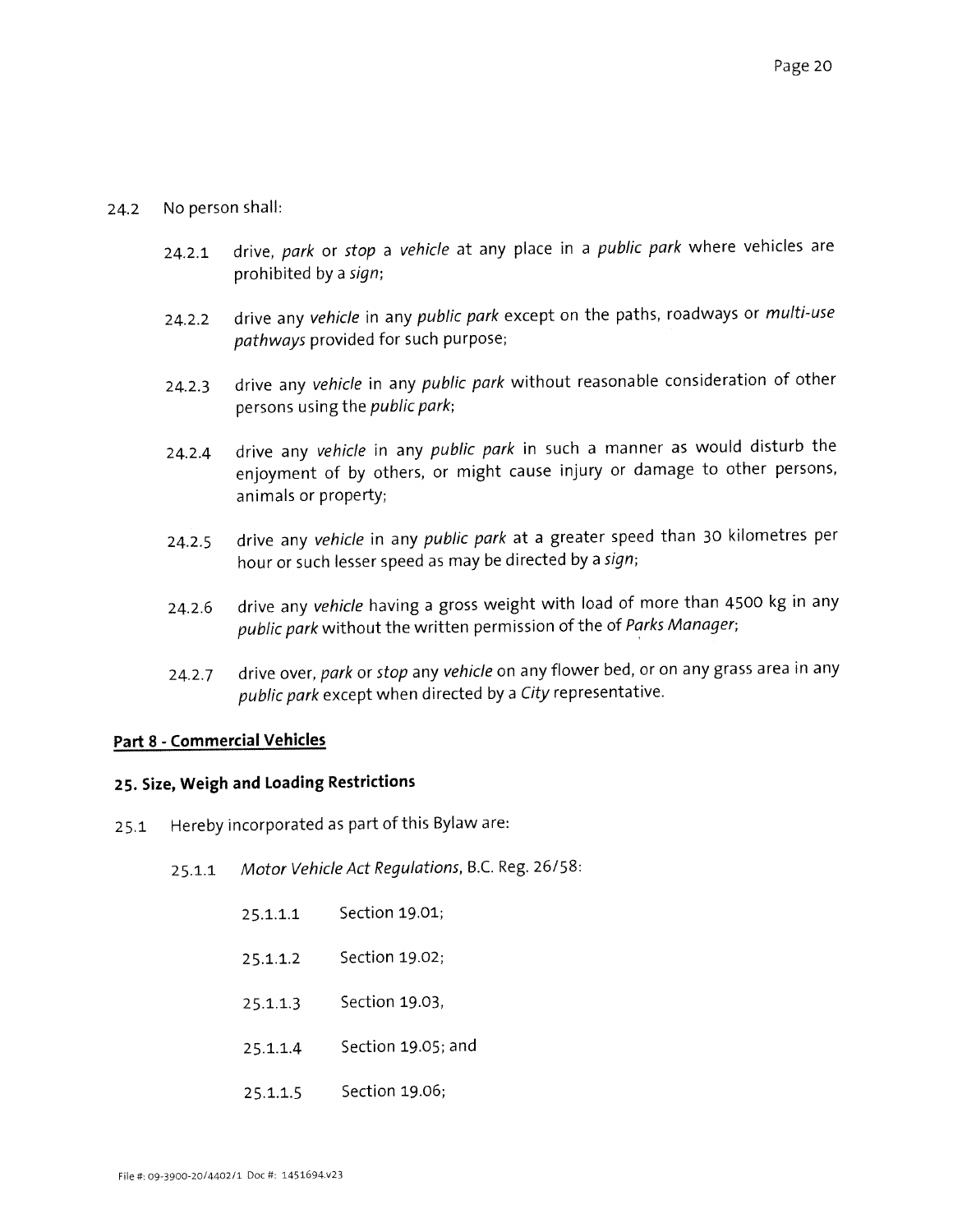24.2 No person shall:

24.2.1 drive, *park* or *stop* a *vehicle* at any place in a *public park* where vehicles are prohibited by a *sign*;

24.2.2 drive any *vehicle* in any *public park* except on the paths, roadways or *multi-use pathways* provided for such purpose;

24.2.3 drive any *vehicle* in any *public park* without reasonable consideration of other persons using the *public park*;

24.2.4 drive any *vehicle* in any *public park* in such a manner as would disturb the enjoyment of by others, or might cause injury or damage to other persons, animals or property;

24.2.5 drive any *vehicle* in any *public park* at a greater speed than 30 kilometres per hour or such lesser speed as may be directed by a *sign*;

24.2.6 drive any *vehicle* having a gross weight with load of more than 4500 kg in any *public park* without the written permission of the of *Parks Manager*;

24.2.7 drive over, *park* or *stop* any *vehicle* on any flower bed, or on any grass area in any *public park* except when directed by a *City* representative.

## Part 8 - Commercial Vehicles

### 25. Size, Weigh and Loading Restrictions

25.1 Hereby incorporated as part of this Bylaw are:

25.1.1 *Motor Vehicle Act Regulations*, B.C. Reg. 26/58:

25.1.1.1 Section 19.01;

25.1.1.2 Section 19.02;

25.1.1.3 Section 19.03,

25.1.1.4 Section 19.05; and

25.1.1.5 Section 19.06;

File #: 09-3900-20/4402/1 Doc #: 1451694.v23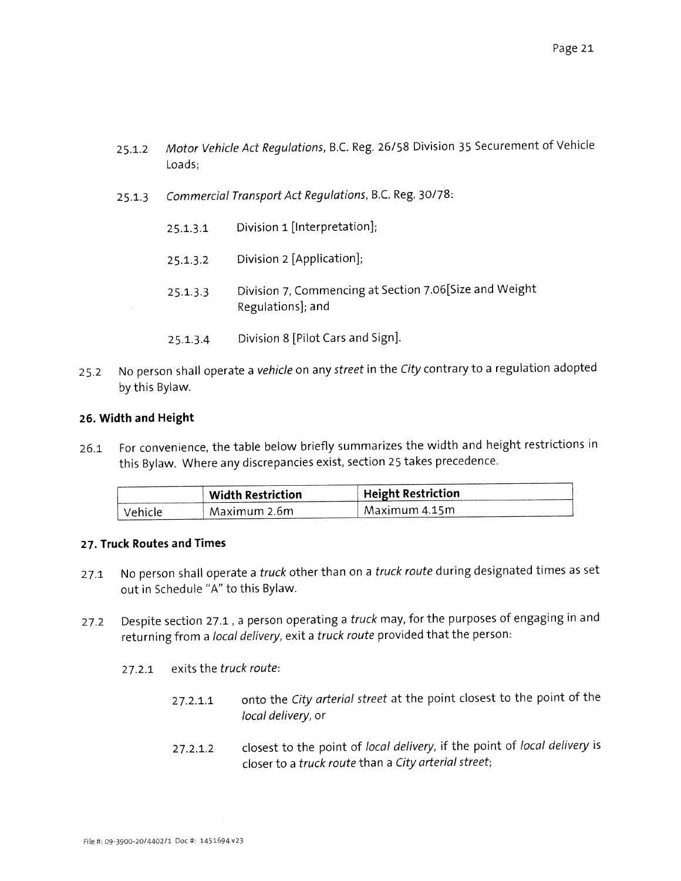25.1.2 *Motor Vehicle Act Regulations*, B.C. Reg. 26/58 Division 35 Securement of Vehicle Loads;

25.1.3 *Commercial Transport Act Regulations*, B.C. Reg. 30/78:

25.1.3.1 Division 1 [Interpretation];

25.1.3.2 Division 2 [Application];

25.1.3.3 Division 7, Commencing at Section 7.06[Size and Weight Regulations]; and

25.1.3.4 Division 8 [Pilot Cars and Sign].

25.2 No person shall operate a *vehicle* on any *street* in the *City* contrary to a regulation adopted by this Bylaw.

### 26. Width and Height

26.1 For convenience, the table below briefly summarizes the width and height restrictions in this Bylaw. Where any discrepancies exist, section 25 takes precedence.

| | Width Restriction | Height Restriction |
|---|---|---|
| Vehicle | Maximum 2.6m | Maximum 4.15m |

### 27. Truck Routes and Times

27.1 No person shall operate a *truck* other than on a *truck route* during designated times as set out in Schedule "A" to this Bylaw.

27.2 Despite section 27.1 , a person operating a *truck* may, for the purposes of engaging in and returning from a *local delivery*, exit a *truck route* provided that the person:

27.2.1 exits the *truck route*:

27.2.1.1 onto the *City arterial street* at the point closest to the point of the *local delivery*, or

27.2.1.2 closest to the point of *local delivery*, if the point of *local delivery* is closer to a *truck route* than a *City arterial street*;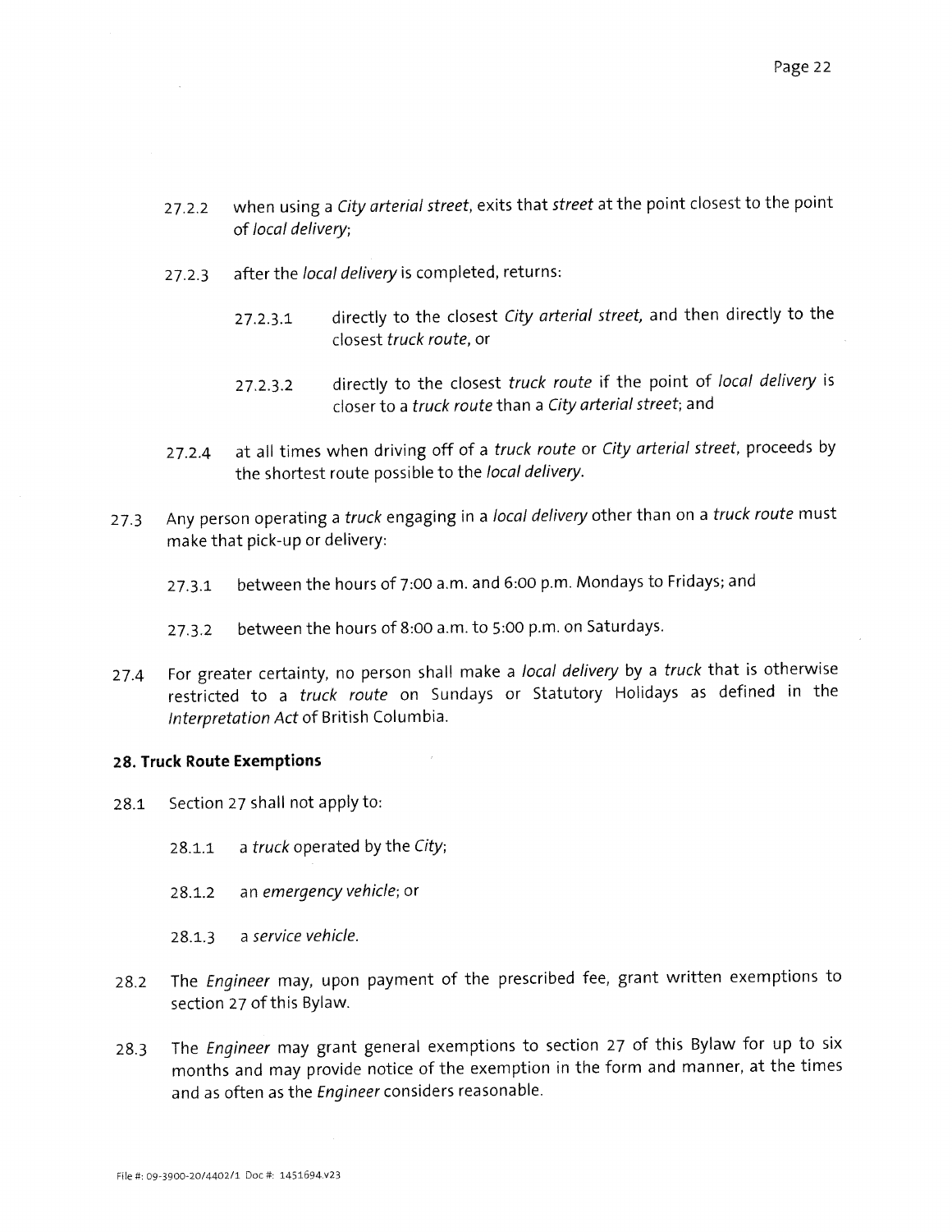27.2.2 when using a *City arterial street*, exits that *street* at the point closest to the point of *local delivery*;

27.2.3 after the *local delivery* is completed, returns:

27.2.3.1 directly to the closest *City arterial street*, and then directly to the closest *truck route*, or

27.2.3.2 directly to the closest *truck route* if the point of *local delivery* is closer to a *truck route* than a *City arterial street*; and

27.2.4 at all times when driving off of a *truck route* or *City arterial street*, proceeds by the shortest route possible to the *local delivery*.

27.3 Any person operating a *truck* engaging in a *local delivery* other than on a *truck route* must make that pick-up or delivery:

27.3.1 between the hours of 7:00 a.m. and 6:00 p.m. Mondays to Fridays; and

27.3.2 between the hours of 8:00 a.m. to 5:00 p.m. on Saturdays.

27.4 For greater certainty, no person shall make a *local delivery* by a *truck* that is otherwise restricted to a *truck route* on Sundays or Statutory Holidays as defined in the *Interpretation Act* of British Columbia.

**28. Truck Route Exemptions**

28.1 Section 27 shall not apply to:

28.1.1 a *truck* operated by the *City*;

28.1.2 an *emergency vehicle*; or

28.1.3 a *service vehicle*.

28.2 The *Engineer* may, upon payment of the prescribed fee, grant written exemptions to section 27 of this Bylaw.

28.3 The *Engineer* may grant general exemptions to section 27 of this Bylaw for up to six months and may provide notice of the exemption in the form and manner, at the times and as often as the *Engineer* considers reasonable.

File #: 09-3900-20/4402/1 Doc #: 1451694.v23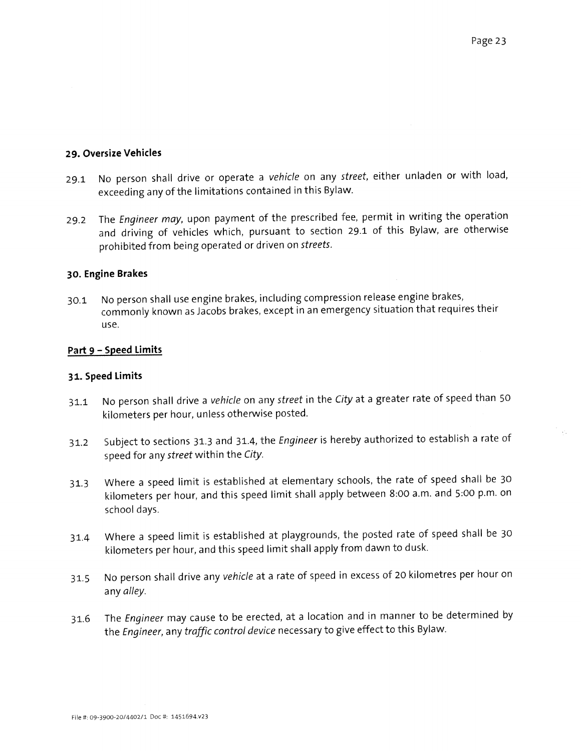### 29. Oversize Vehicles

29.1 No person shall drive or operate a *vehicle* on any *street*, either unladen or with load, exceeding any of the limitations contained in this Bylaw.

29.2 The *Engineer may*, upon payment of the prescribed fee, permit in writing the operation and driving of vehicles which, pursuant to section 29.1 of this Bylaw, are otherwise prohibited from being operated or driven on *streets*.

### 30. Engine Brakes

30.1 No person shall use engine brakes, including compression release engine brakes, commonly known as Jacobs brakes, except in an emergency situation that requires their use.

## Part 9 – Speed Limits

### 31. Speed Limits

31.1 No person shall drive a *vehicle* on any *street* in the *City* at a greater rate of speed than 50 kilometers per hour, unless otherwise posted.

31.2 Subject to sections 31.3 and 31.4, the *Engineer* is hereby authorized to establish a rate of speed for any *street* within the *City*.

31.3 Where a speed limit is established at elementary schools, the rate of speed shall be 30 kilometers per hour, and this speed limit shall apply between 8:00 a.m. and 5:00 p.m. on school days.

31.4 Where a speed limit is established at playgrounds, the posted rate of speed shall be 30 kilometers per hour, and this speed limit shall apply from dawn to dusk.

31.5 No person shall drive any *vehicle* at a rate of speed in excess of 20 kilometres per hour on any *alley*.

31.6 The *Engineer* may cause to be erected, at a location and in manner to be determined by the *Engineer*, any *traffic control device* necessary to give effect to this Bylaw.

File #: 09-3900-20/4402/1 Doc #: 1451694.v23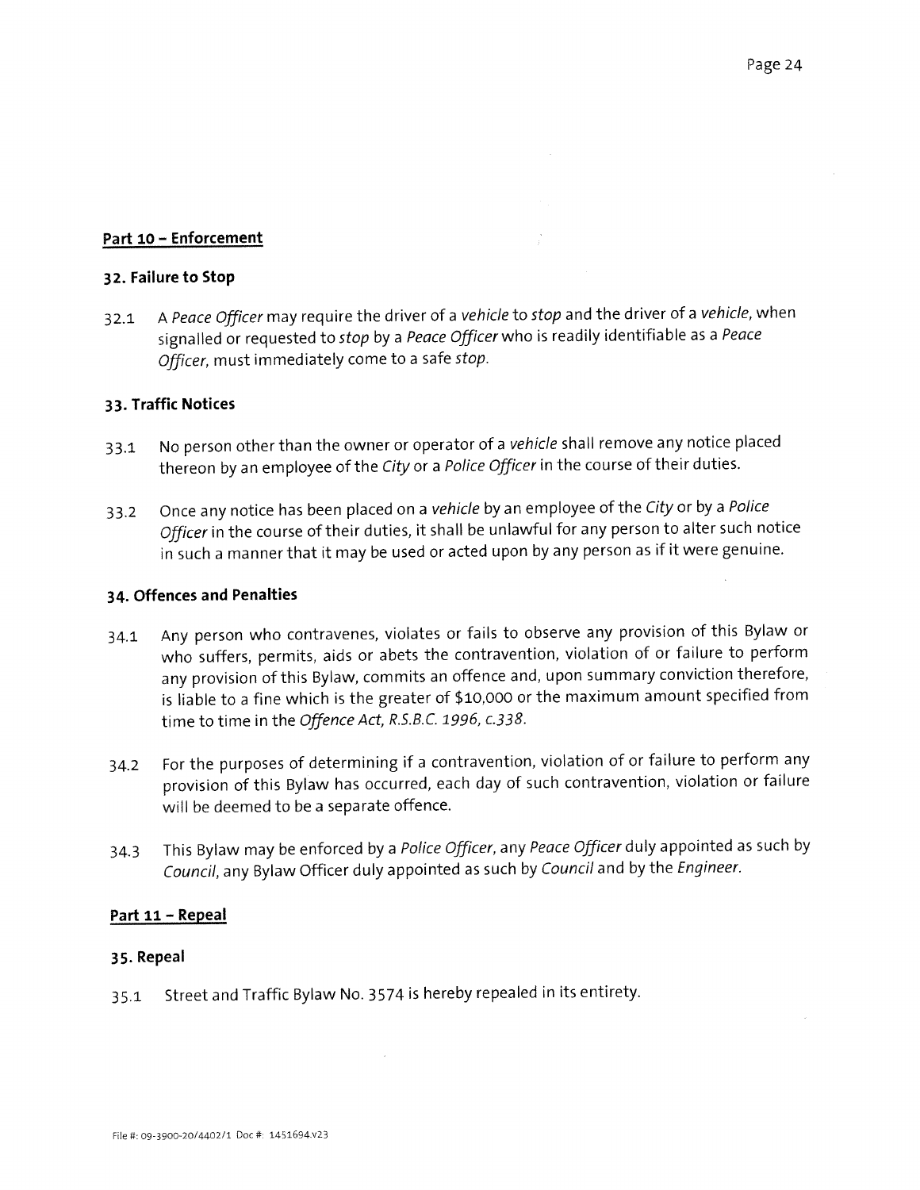## Part 10 – Enforcement

### 32. Failure to Stop

32.1 A *Peace Officer* may require the driver of a *vehicle* to *stop* and the driver of a *vehicle*, when signalled or requested to *stop* by a *Peace Officer* who is readily identifiable as a *Peace Officer*, must immediately come to a safe *stop*.

### 33. Traffic Notices

33.1 No person other than the owner or operator of a *vehicle* shall remove any notice placed thereon by an employee of the *City* or a *Police Officer* in the course of their duties.

33.2 Once any notice has been placed on a *vehicle* by an employee of the *City* or by a *Police Officer* in the course of their duties, it shall be unlawful for any person to alter such notice in such a manner that it may be used or acted upon by any person as if it were genuine.

### 34. Offences and Penalties

34.1 Any person who contravenes, violates or fails to observe any provision of this Bylaw or who suffers, permits, aids or abets the contravention, violation of or failure to perform any provision of this Bylaw, commits an offence and, upon summary conviction therefore, is liable to a fine which is the greater of $10,000 or the maximum amount specified from time to time in the *Offence Act, R.S.B.C. 1996, c.338*.

34.2 For the purposes of determining if a contravention, violation of or failure to perform any provision of this Bylaw has occurred, each day of such contravention, violation or failure will be deemed to be a separate offence.

34.3 This Bylaw may be enforced by a *Police Officer*, any *Peace Officer* duly appointed as such by *Council*, any Bylaw Officer duly appointed as such by *Council* and by the *Engineer*.

## Part 11 – Repeal

### 35. Repeal

35.1 Street and Traffic Bylaw No. 3574 is hereby repealed in its entirety.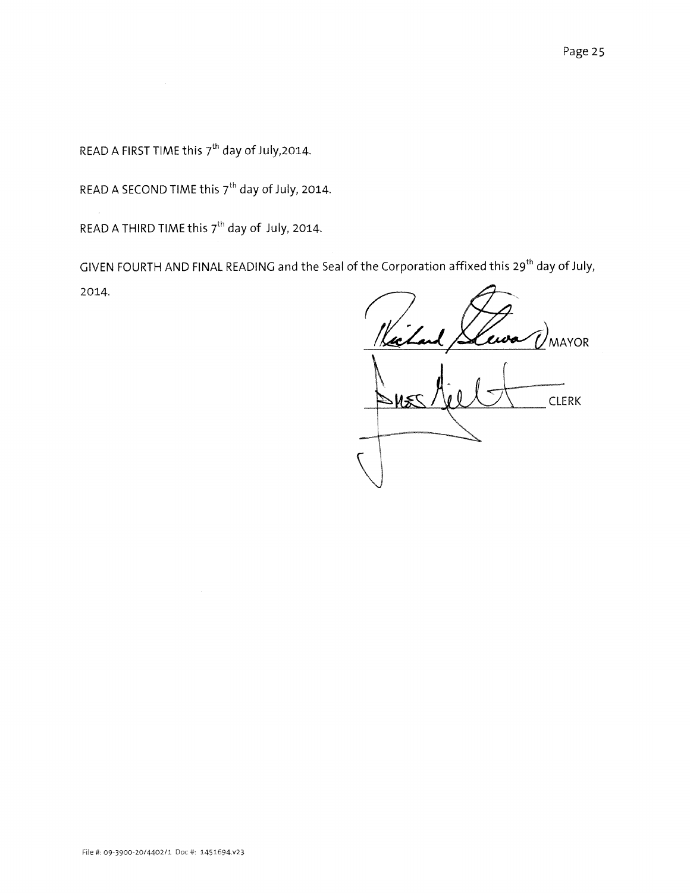READ A FIRST TIME this 7th day of July,2014.

READ A SECOND TIME this 7th day of July, 2014.

READ A THIRD TIME this 7th day of July, 2014.

GIVEN FOURTH AND FINAL READING and the Seal of the Corporation affixed this 29th day of July, 2014.

MAYOR

CLERK

File #: 09-3900-20/4402/1 Doc #: 1451694.v23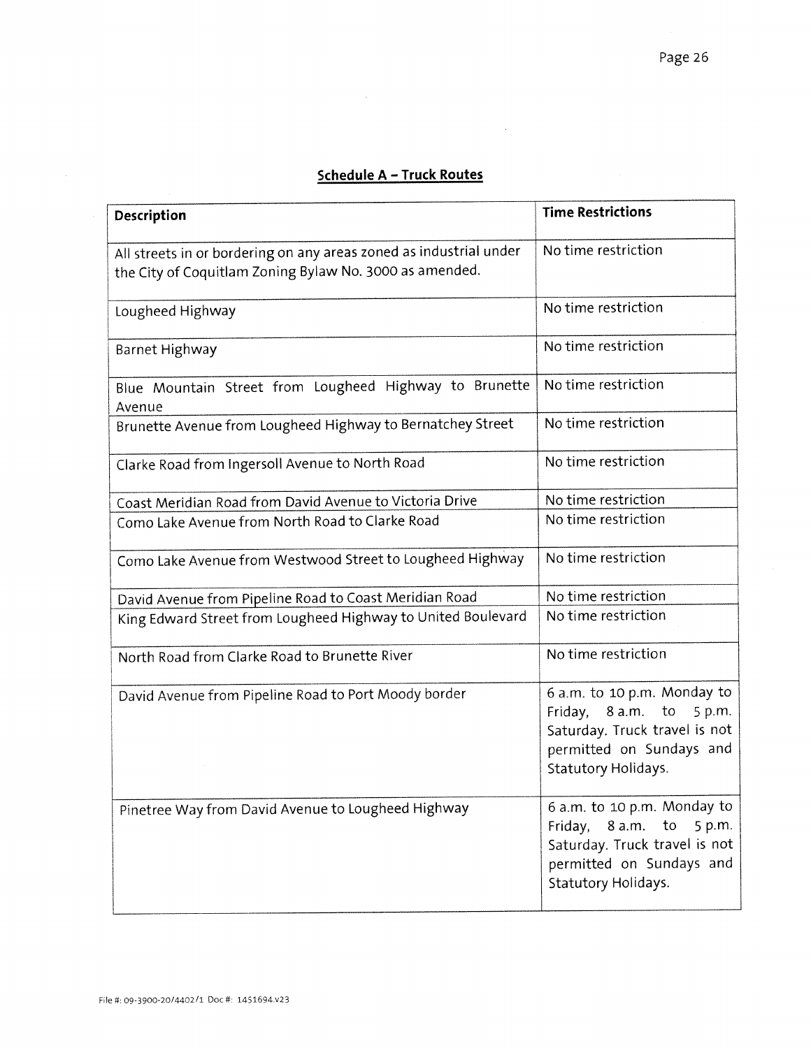## Schedule A – Truck Routes

| Description | Time Restrictions |
|---|---|
| All streets in or bordering on any areas zoned as industrial under the City of Coquitlam Zoning Bylaw No. 3000 as amended. | No time restriction |
| Lougheed Highway | No time restriction |
| Barnet Highway | No time restriction |
| Blue Mountain Street from Lougheed Highway to Brunette Avenue | No time restriction |
| Brunette Avenue from Lougheed Highway to Bernatchey Street | No time restriction |
| Clarke Road from Ingersoll Avenue to North Road | No time restriction |
| Coast Meridian Road from David Avenue to Victoria Drive | No time restriction |
| Como Lake Avenue from North Road to Clarke Road | No time restriction |
| Como Lake Avenue from Westwood Street to Lougheed Highway | No time restriction |
| David Avenue from Pipeline Road to Coast Meridian Road | No time restriction |
| King Edward Street from Lougheed Highway to United Boulevard | No time restriction |
| North Road from Clarke Road to Brunette River | No time restriction |
| David Avenue from Pipeline Road to Port Moody border | 6 a.m. to 10 p.m. Monday to Friday, 8 a.m. to 5 p.m. Saturday. Truck travel is not permitted on Sundays and Statutory Holidays. |
| Pinetree Way from David Avenue to Lougheed Highway | 6 a.m. to 10 p.m. Monday to Friday, 8 a.m. to 5 p.m. Saturday. Truck travel is not permitted on Sundays and Statutory Holidays. |

File #: 09-3900-20/4402/1 Doc #: 1451694.v23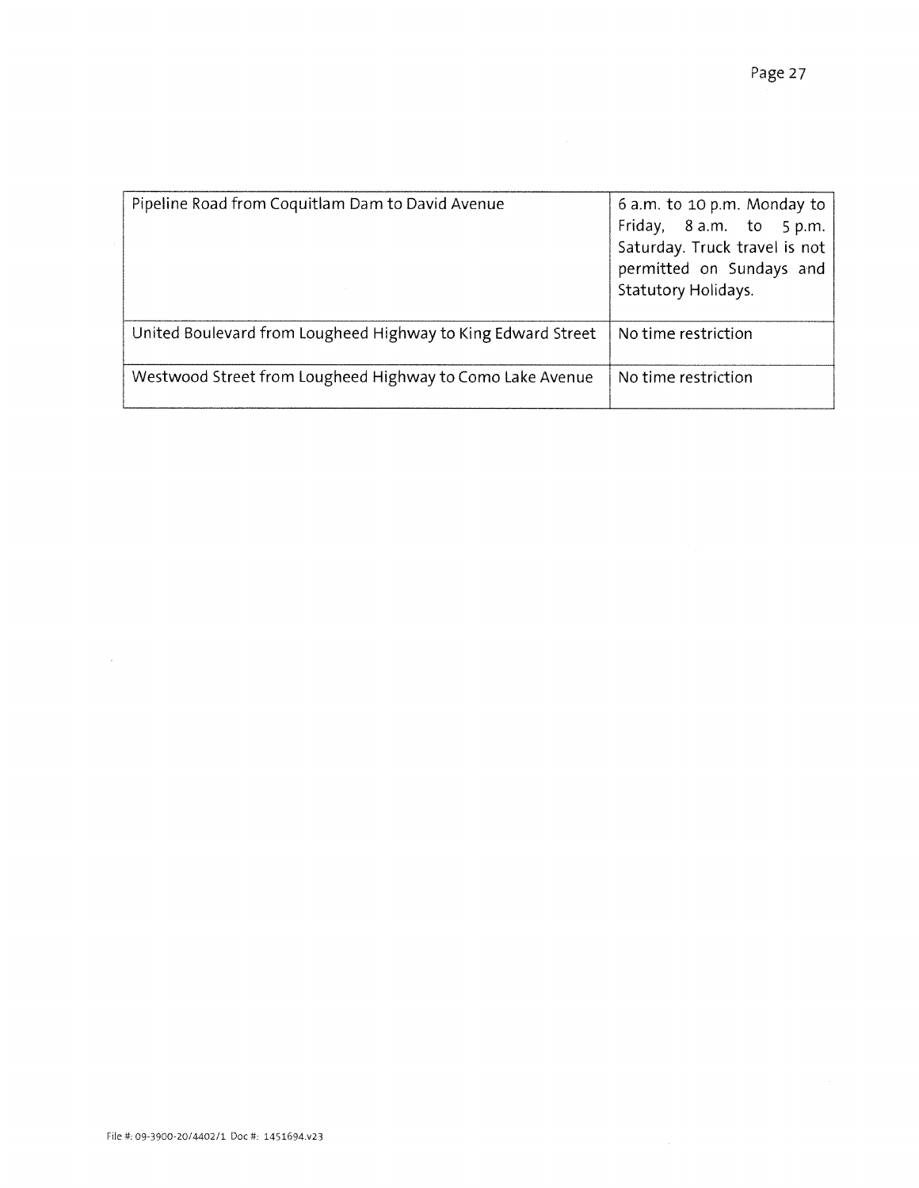| | |
|---|---|
| Pipeline Road from Coquitlam Dam to David Avenue | 6 a.m. to 10 p.m. Monday to Friday, 8 a.m. to 5 p.m. Saturday. Truck travel is not permitted on Sundays and Statutory Holidays. |
| United Boulevard from Lougheed Highway to King Edward Street | No time restriction |
| Westwood Street from Lougheed Highway to Como Lake Avenue | No time restriction |

File #: 09-3900-20/4402/1 Doc #: 1451694.v23